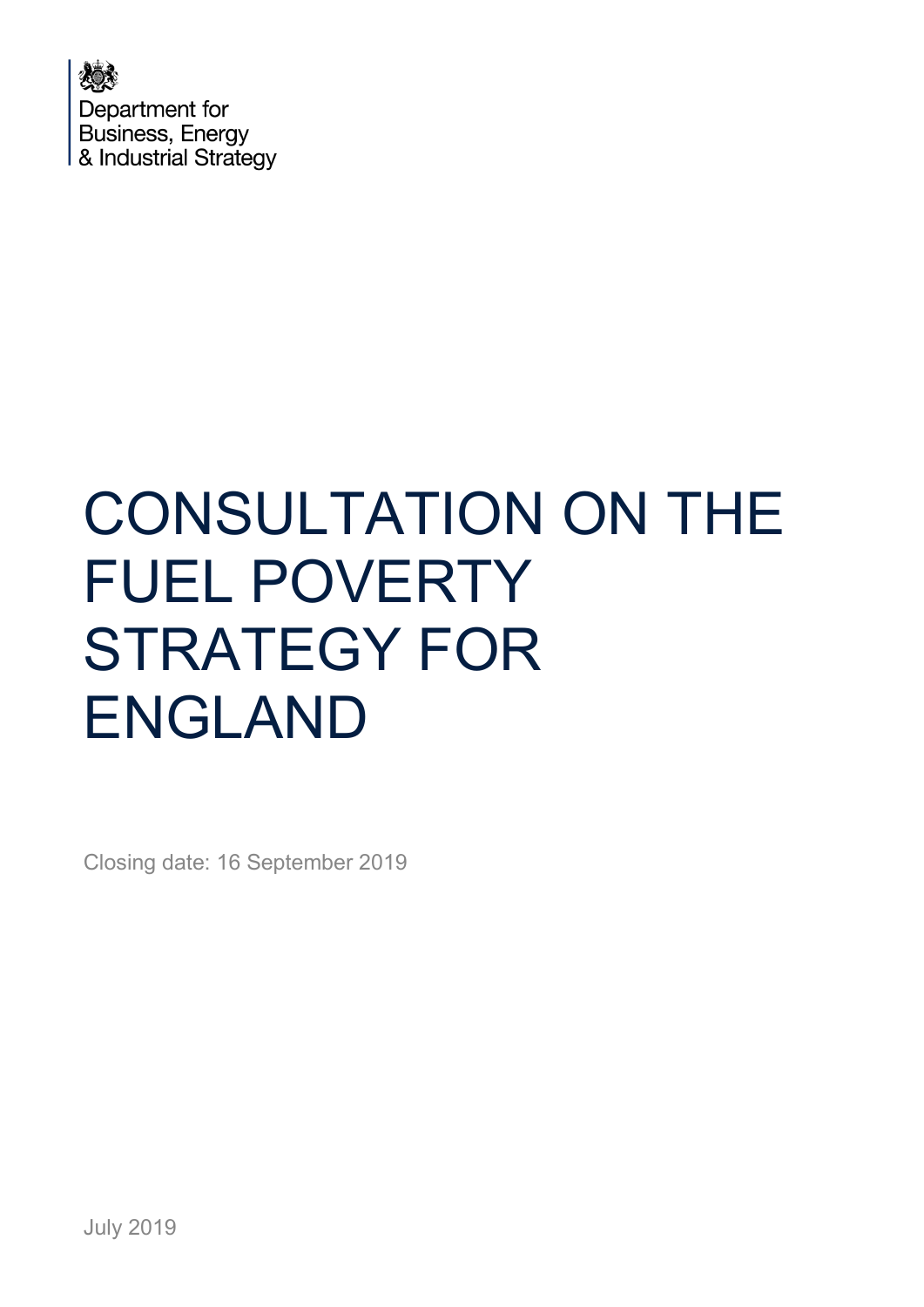Department for Business, Energy & Industrial Strategy

# CONSULTATION ON THE FUEL POVERTY STRATEGY FOR ENGLAND

Closing date: 16 September 2019

July 2019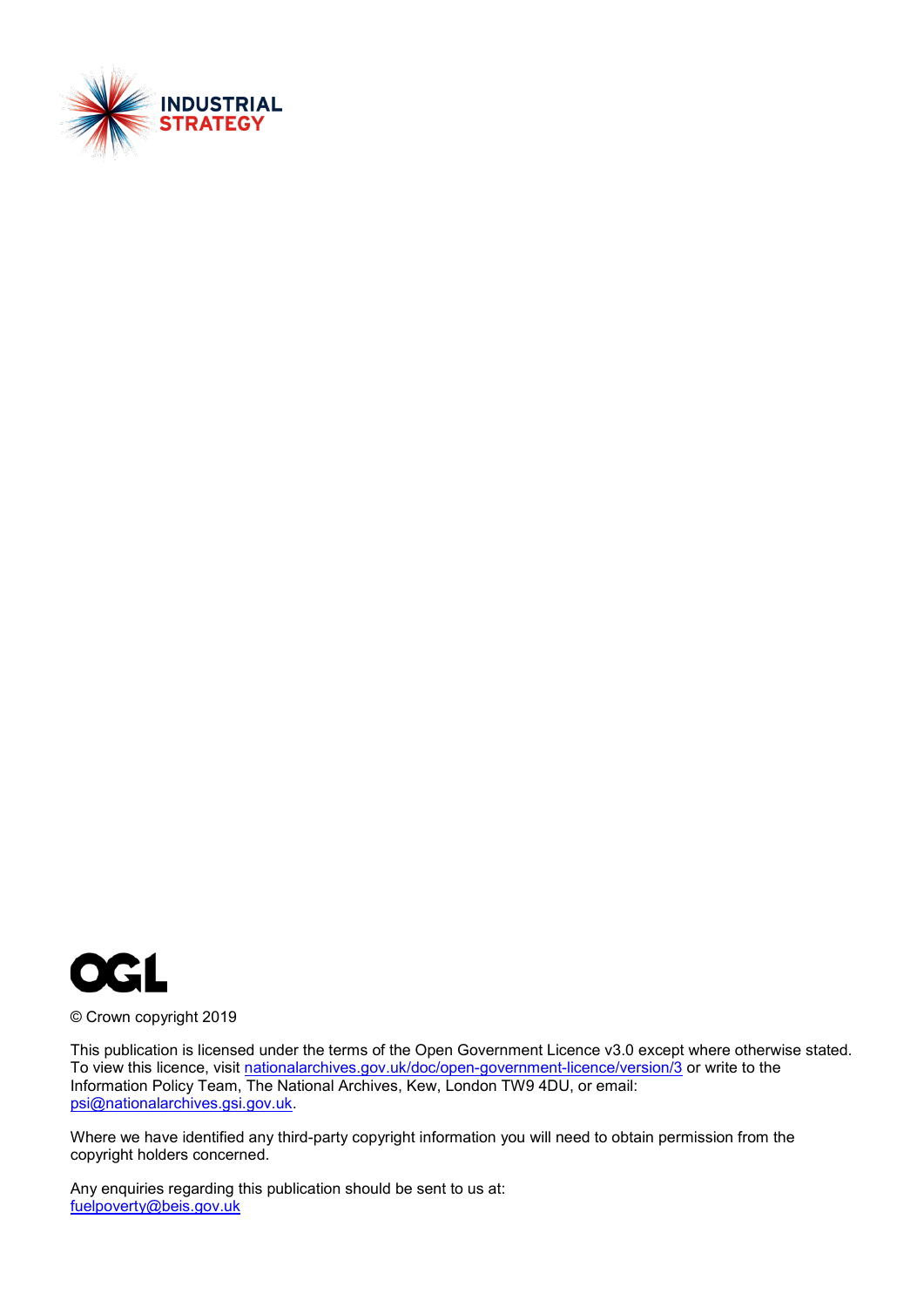INDUSTRIAL STRATEGY

OGL

© Crown copyright 2019

This publication is licensed under the terms of the Open Government Licence v3.0 except where otherwise stated. To view this licence, visit nationalarchives.gov.uk/doc/open-government-licence/version/3 or write to the Information Policy Team, The National Archives, Kew, London TW9 4DU, or email: psi@nationalarchives.gsi.gov.uk.

Where we have identified any third-party copyright information you will need to obtain permission from the copyright holders concerned.

Any enquiries regarding this publication should be sent to us at:
fuelpoverty@beis.gov.uk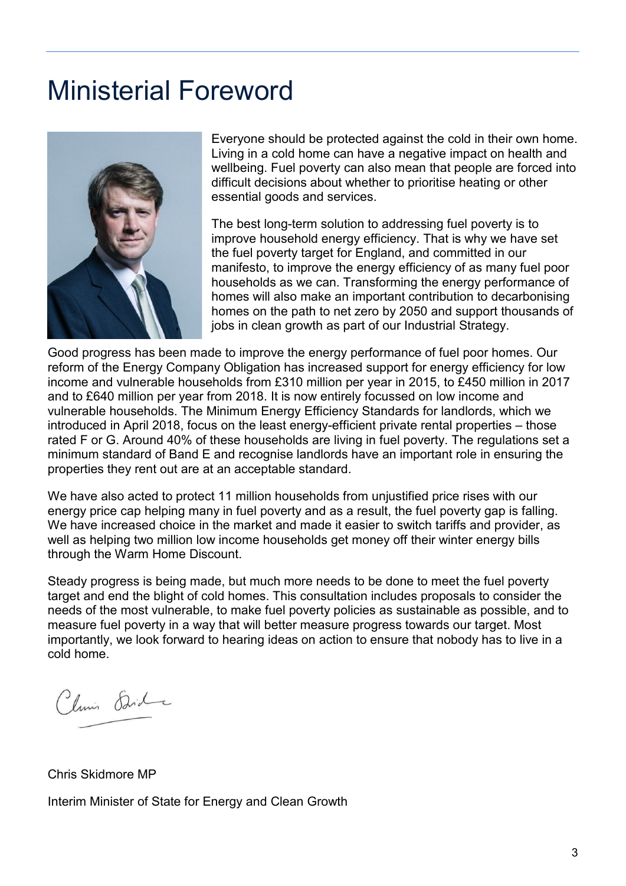# Ministerial Foreword

Everyone should be protected against the cold in their own home. Living in a cold home can have a negative impact on health and wellbeing. Fuel poverty can also mean that people are forced into difficult decisions about whether to prioritise heating or other essential goods and services.

The best long-term solution to addressing fuel poverty is to improve household energy efficiency. That is why we have set the fuel poverty target for England, and committed in our manifesto, to improve the energy efficiency of as many fuel poor households as we can. Transforming the energy performance of homes will also make an important contribution to decarbonising homes on the path to net zero by 2050 and support thousands of jobs in clean growth as part of our Industrial Strategy.

Good progress has been made to improve the energy performance of fuel poor homes. Our reform of the Energy Company Obligation has increased support for energy efficiency for low income and vulnerable households from £310 million per year in 2015, to £450 million in 2017 and to £640 million per year from 2018. It is now entirely focussed on low income and vulnerable households. The Minimum Energy Efficiency Standards for landlords, which we introduced in April 2018, focus on the least energy-efficient private rental properties – those rated F or G. Around 40% of these households are living in fuel poverty. The regulations set a minimum standard of Band E and recognise landlords have an important role in ensuring the properties they rent out are at an acceptable standard.

We have also acted to protect 11 million households from unjustified price rises with our energy price cap helping many in fuel poverty and as a result, the fuel poverty gap is falling. We have increased choice in the market and made it easier to switch tariffs and provider, as well as helping two million low income households get money off their winter energy bills through the Warm Home Discount.

Steady progress is being made, but much more needs to be done to meet the fuel poverty target and end the blight of cold homes. This consultation includes proposals to consider the needs of the most vulnerable, to make fuel poverty policies as sustainable as possible, and to measure fuel poverty in a way that will better measure progress towards our target. Most importantly, we look forward to hearing ideas on action to ensure that nobody has to live in a cold home.

Chris Skidmore MP

Interim Minister of State for Energy and Clean Growth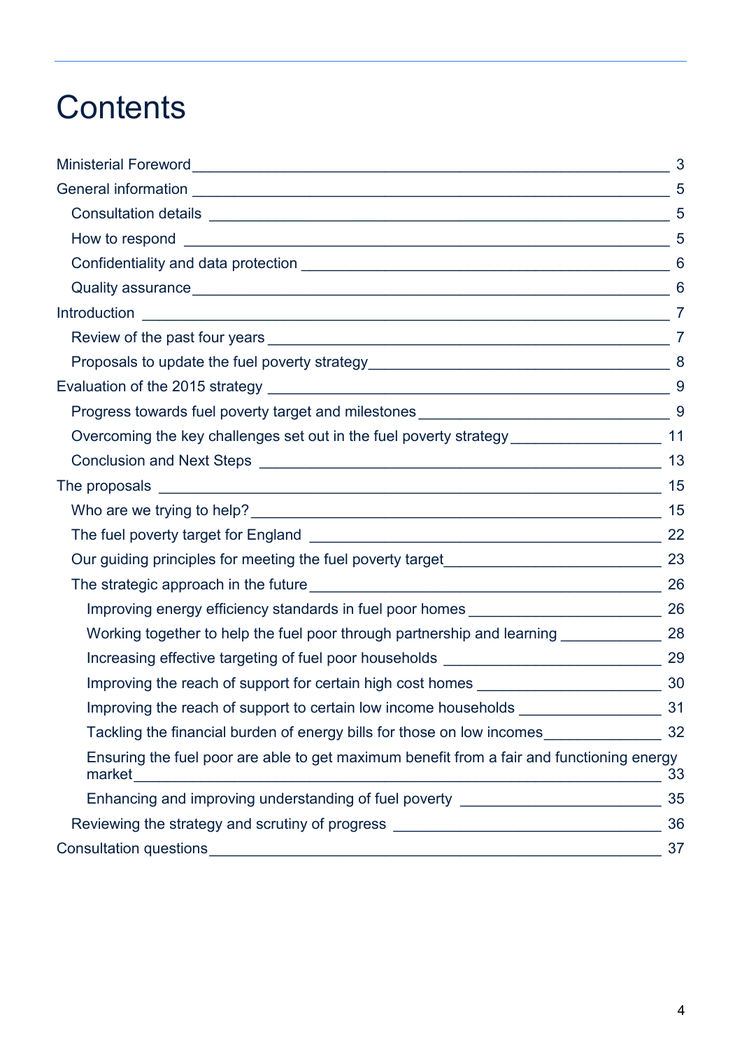# Contents

- Ministerial Foreword — 3
- General information — 5
  - Consultation details — 5
  - How to respond — 5
  - Confidentiality and data protection — 6
  - Quality assurance — 6
- Introduction — 7
  - Review of the past four years — 7
  - Proposals to update the fuel poverty strategy — 8
- Evaluation of the 2015 strategy — 9
  - Progress towards fuel poverty target and milestones — 9
  - Overcoming the key challenges set out in the fuel poverty strategy — 11
  - Conclusion and Next Steps — 13
- The proposals — 15
  - Who are we trying to help? — 15
  - The fuel poverty target for England — 22
  - Our guiding principles for meeting the fuel poverty target — 23
  - The strategic approach in the future — 26
    - Improving energy efficiency standards in fuel poor homes — 26
    - Working together to help the fuel poor through partnership and learning — 28
    - Increasing effective targeting of fuel poor households — 29
    - Improving the reach of support for certain high cost homes — 30
    - Improving the reach of support to certain low income households — 31
    - Tackling the financial burden of energy bills for those on low incomes — 32
    - Ensuring the fuel poor are able to get maximum benefit from a fair and functioning energy market — 33
    - Enhancing and improving understanding of fuel poverty — 35
  - Reviewing the strategy and scrutiny of progress — 36
- Consultation questions — 37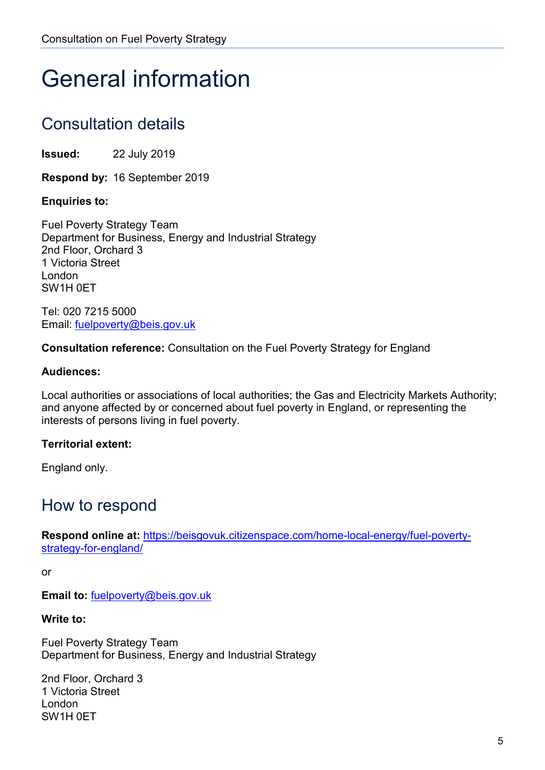# General information

## Consultation details

**Issued:** 22 July 2019

**Respond by:** 16 September 2019

**Enquiries to:**

Fuel Poverty Strategy Team
Department for Business, Energy and Industrial Strategy
2nd Floor, Orchard 3
1 Victoria Street
London
SW1H 0ET

Tel: 020 7215 5000
Email: fuelpoverty@beis.gov.uk

**Consultation reference:** Consultation on the Fuel Poverty Strategy for England

**Audiences:**

Local authorities or associations of local authorities; the Gas and Electricity Markets Authority; and anyone affected by or concerned about fuel poverty in England, or representing the interests of persons living in fuel poverty.

**Territorial extent:**

England only.

## How to respond

**Respond online at:** https://beisgovuk.citizenspace.com/home-local-energy/fuel-poverty-strategy-for-england/

or

**Email to:** fuelpoverty@beis.gov.uk

**Write to:**

Fuel Poverty Strategy Team
Department for Business, Energy and Industrial Strategy

2nd Floor, Orchard 3
1 Victoria Street
London
SW1H 0ET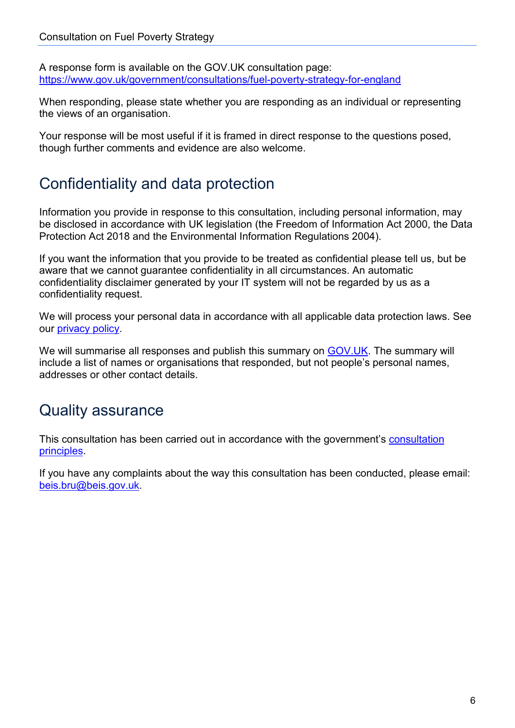A response form is available on the GOV.UK consultation page: https://www.gov.uk/government/consultations/fuel-poverty-strategy-for-england

When responding, please state whether you are responding as an individual or representing the views of an organisation.

Your response will be most useful if it is framed in direct response to the questions posed, though further comments and evidence are also welcome.

## Confidentiality and data protection

Information you provide in response to this consultation, including personal information, may be disclosed in accordance with UK legislation (the Freedom of Information Act 2000, the Data Protection Act 2018 and the Environmental Information Regulations 2004).

If you want the information that you provide to be treated as confidential please tell us, but be aware that we cannot guarantee confidentiality in all circumstances. An automatic confidentiality disclaimer generated by your IT system will not be regarded by us as a confidentiality request.

We will process your personal data in accordance with all applicable data protection laws. See our privacy policy.

We will summarise all responses and publish this summary on GOV.UK. The summary will include a list of names or organisations that responded, but not people's personal names, addresses or other contact details.

## Quality assurance

This consultation has been carried out in accordance with the government's consultation principles.

If you have any complaints about the way this consultation has been conducted, please email: beis.bru@beis.gov.uk.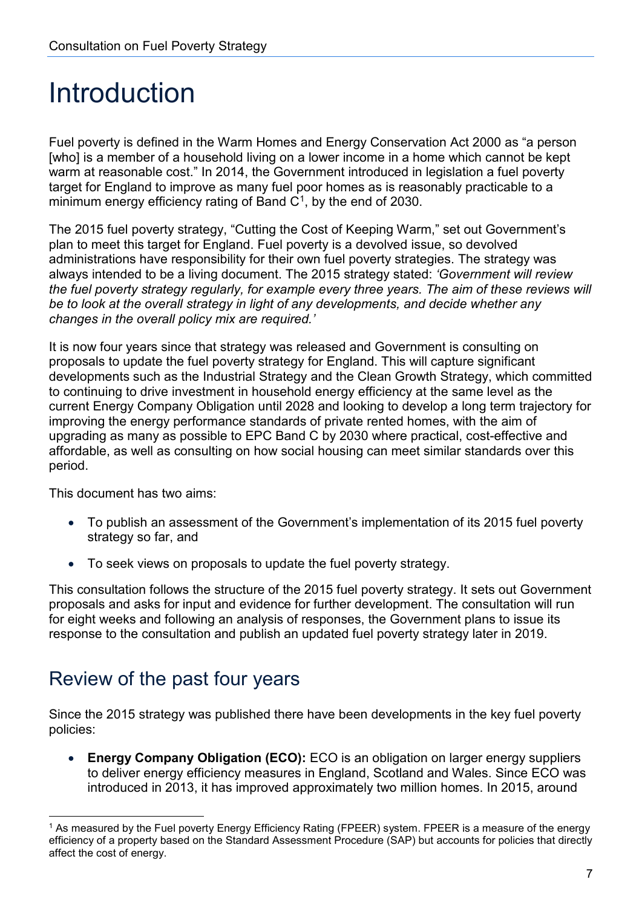# Introduction

Fuel poverty is defined in the Warm Homes and Energy Conservation Act 2000 as "a person [who] is a member of a household living on a lower income in a home which cannot be kept warm at reasonable cost." In 2014, the Government introduced in legislation a fuel poverty target for England to improve as many fuel poor homes as is reasonably practicable to a minimum energy efficiency rating of Band C[1], by the end of 2030.

The 2015 fuel poverty strategy, "Cutting the Cost of Keeping Warm," set out Government's plan to meet this target for England. Fuel poverty is a devolved issue, so devolved administrations have responsibility for their own fuel poverty strategies. The strategy was always intended to be a living document. The 2015 strategy stated: *'Government will review the fuel poverty strategy regularly, for example every three years. The aim of these reviews will be to look at the overall strategy in light of any developments, and decide whether any changes in the overall policy mix are required.'*

It is now four years since that strategy was released and Government is consulting on proposals to update the fuel poverty strategy for England. This will capture significant developments such as the Industrial Strategy and the Clean Growth Strategy, which committed to continuing to drive investment in household energy efficiency at the same level as the current Energy Company Obligation until 2028 and looking to develop a long term trajectory for improving the energy performance standards of private rented homes, with the aim of upgrading as many as possible to EPC Band C by 2030 where practical, cost-effective and affordable, as well as consulting on how social housing can meet similar standards over this period.

This document has two aims:

- To publish an assessment of the Government's implementation of its 2015 fuel poverty strategy so far, and
- To seek views on proposals to update the fuel poverty strategy.

This consultation follows the structure of the 2015 fuel poverty strategy. It sets out Government proposals and asks for input and evidence for further development. The consultation will run for eight weeks and following an analysis of responses, the Government plans to issue its response to the consultation and publish an updated fuel poverty strategy later in 2019.

## Review of the past four years

Since the 2015 strategy was published there have been developments in the key fuel poverty policies:

- **Energy Company Obligation (ECO):** ECO is an obligation on larger energy suppliers to deliver energy efficiency measures in England, Scotland and Wales. Since ECO was introduced in 2013, it has improved approximately two million homes. In 2015, around

[1] As measured by the Fuel poverty Energy Efficiency Rating (FPEER) system. FPEER is a measure of the energy efficiency of a property based on the Standard Assessment Procedure (SAP) but accounts for policies that directly affect the cost of energy.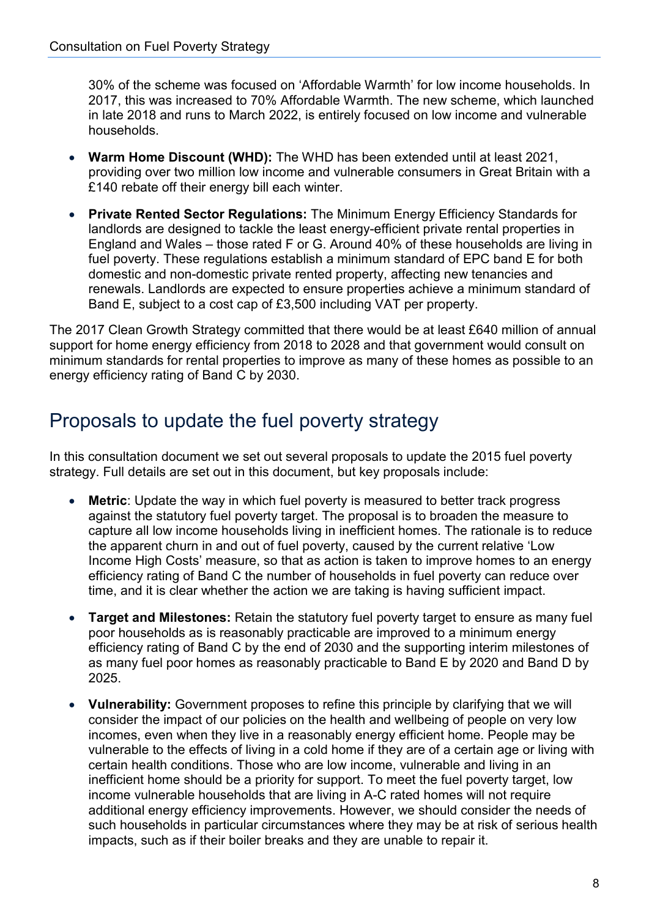30% of the scheme was focused on 'Affordable Warmth' for low income households. In 2017, this was increased to 70% Affordable Warmth. The new scheme, which launched in late 2018 and runs to March 2022, is entirely focused on low income and vulnerable households.

- **Warm Home Discount (WHD):** The WHD has been extended until at least 2021, providing over two million low income and vulnerable consumers in Great Britain with a £140 rebate off their energy bill each winter.
- **Private Rented Sector Regulations:** The Minimum Energy Efficiency Standards for landlords are designed to tackle the least energy-efficient private rental properties in England and Wales – those rated F or G. Around 40% of these households are living in fuel poverty. These regulations establish a minimum standard of EPC band E for both domestic and non-domestic private rented property, affecting new tenancies and renewals. Landlords are expected to ensure properties achieve a minimum standard of Band E, subject to a cost cap of £3,500 including VAT per property.

The 2017 Clean Growth Strategy committed that there would be at least £640 million of annual support for home energy efficiency from 2018 to 2028 and that government would consult on minimum standards for rental properties to improve as many of these homes as possible to an energy efficiency rating of Band C by 2030.

## Proposals to update the fuel poverty strategy

In this consultation document we set out several proposals to update the 2015 fuel poverty strategy. Full details are set out in this document, but key proposals include:

- **Metric**: Update the way in which fuel poverty is measured to better track progress against the statutory fuel poverty target. The proposal is to broaden the measure to capture all low income households living in inefficient homes. The rationale is to reduce the apparent churn in and out of fuel poverty, caused by the current relative 'Low Income High Costs' measure, so that as action is taken to improve homes to an energy efficiency rating of Band C the number of households in fuel poverty can reduce over time, and it is clear whether the action we are taking is having sufficient impact.
- **Target and Milestones:** Retain the statutory fuel poverty target to ensure as many fuel poor households as is reasonably practicable are improved to a minimum energy efficiency rating of Band C by the end of 2030 and the supporting interim milestones of as many fuel poor homes as reasonably practicable to Band E by 2020 and Band D by 2025.
- **Vulnerability:** Government proposes to refine this principle by clarifying that we will consider the impact of our policies on the health and wellbeing of people on very low incomes, even when they live in a reasonably energy efficient home. People may be vulnerable to the effects of living in a cold home if they are of a certain age or living with certain health conditions. Those who are low income, vulnerable and living in an inefficient home should be a priority for support. To meet the fuel poverty target, low income vulnerable households that are living in A-C rated homes will not require additional energy efficiency improvements. However, we should consider the needs of such households in particular circumstances where they may be at risk of serious health impacts, such as if their boiler breaks and they are unable to repair it.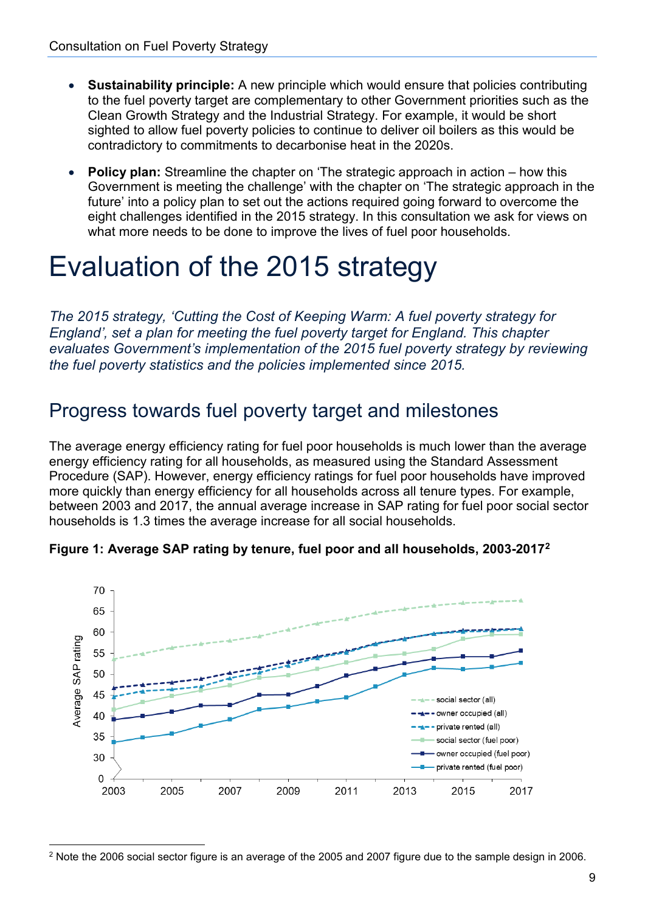- **Sustainability principle:** A new principle which would ensure that policies contributing to the fuel poverty target are complementary to other Government priorities such as the Clean Growth Strategy and the Industrial Strategy. For example, it would be short sighted to allow fuel poverty policies to continue to deliver oil boilers as this would be contradictory to commitments to decarbonise heat in the 2020s.
- **Policy plan:** Streamline the chapter on 'The strategic approach in action – how this Government is meeting the challenge' with the chapter on 'The strategic approach in the future' into a policy plan to set out the actions required going forward to overcome the eight challenges identified in the 2015 strategy. In this consultation we ask for views on what more needs to be done to improve the lives of fuel poor households.

# Evaluation of the 2015 strategy

*The 2015 strategy, 'Cutting the Cost of Keeping Warm: A fuel poverty strategy for England', set a plan for meeting the fuel poverty target for England. This chapter evaluates Government's implementation of the 2015 fuel poverty strategy by reviewing the fuel poverty statistics and the policies implemented since 2015.*

## Progress towards fuel poverty target and milestones

The average energy efficiency rating for fuel poor households is much lower than the average energy efficiency rating for all households, as measured using the Standard Assessment Procedure (SAP). However, energy efficiency ratings for fuel poor households have improved more quickly than energy efficiency for all households across all tenure types. For example, between 2003 and 2017, the annual average increase in SAP rating for fuel poor social sector households is 1.3 times the average increase for all social households.

**Figure 1: Average SAP rating by tenure, fuel poor and all households, 2003-2017[2]**

[2] Note the 2006 social sector figure is an average of the 2005 and 2007 figure due to the sample design in 2006.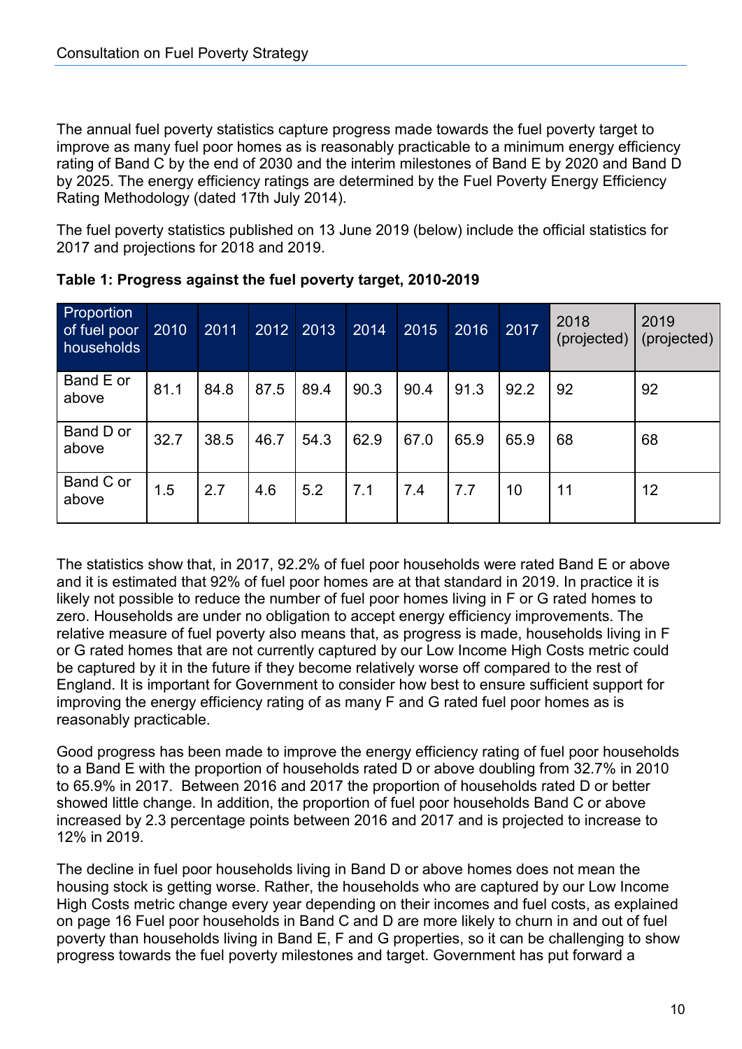The annual fuel poverty statistics capture progress made towards the fuel poverty target to improve as many fuel poor homes as is reasonably practicable to a minimum energy efficiency rating of Band C by the end of 2030 and the interim milestones of Band E by 2020 and Band D by 2025. The energy efficiency ratings are determined by the Fuel Poverty Energy Efficiency Rating Methodology (dated 17th July 2014).

The fuel poverty statistics published on 13 June 2019 (below) include the official statistics for 2017 and projections for 2018 and 2019.

**Table 1: Progress against the fuel poverty target, 2010-2019**

| Proportion of fuel poor households | 2010 | 2011 | 2012 | 2013 | 2014 | 2015 | 2016 | 2017 | 2018 (projected) | 2019 (projected) |
|---|---|---|---|---|---|---|---|---|---|---|
| Band E or above | 81.1 | 84.8 | 87.5 | 89.4 | 90.3 | 90.4 | 91.3 | 92.2 | 92 | 92 |
| Band D or above | 32.7 | 38.5 | 46.7 | 54.3 | 62.9 | 67.0 | 65.9 | 65.9 | 68 | 68 |
| Band C or above | 1.5 | 2.7 | 4.6 | 5.2 | 7.1 | 7.4 | 7.7 | 10 | 11 | 12 |

The statistics show that, in 2017, 92.2% of fuel poor households were rated Band E or above and it is estimated that 92% of fuel poor homes are at that standard in 2019. In practice it is likely not possible to reduce the number of fuel poor homes living in F or G rated homes to zero. Households are under no obligation to accept energy efficiency improvements. The relative measure of fuel poverty also means that, as progress is made, households living in F or G rated homes that are not currently captured by our Low Income High Costs metric could be captured by it in the future if they become relatively worse off compared to the rest of England. It is important for Government to consider how best to ensure sufficient support for improving the energy efficiency rating of as many F and G rated fuel poor homes as is reasonably practicable.

Good progress has been made to improve the energy efficiency rating of fuel poor households to a Band E with the proportion of households rated D or above doubling from 32.7% in 2010 to 65.9% in 2017. Between 2016 and 2017 the proportion of households rated D or better showed little change. In addition, the proportion of fuel poor households Band C or above increased by 2.3 percentage points between 2016 and 2017 and is projected to increase to 12% in 2019.

The decline in fuel poor households living in Band D or above homes does not mean the housing stock is getting worse. Rather, the households who are captured by our Low Income High Costs metric change every year depending on their incomes and fuel costs, as explained on page 16 Fuel poor households in Band C and D are more likely to churn in and out of fuel poverty than households living in Band E, F and G properties, so it can be challenging to show progress towards the fuel poverty milestones and target. Government has put forward a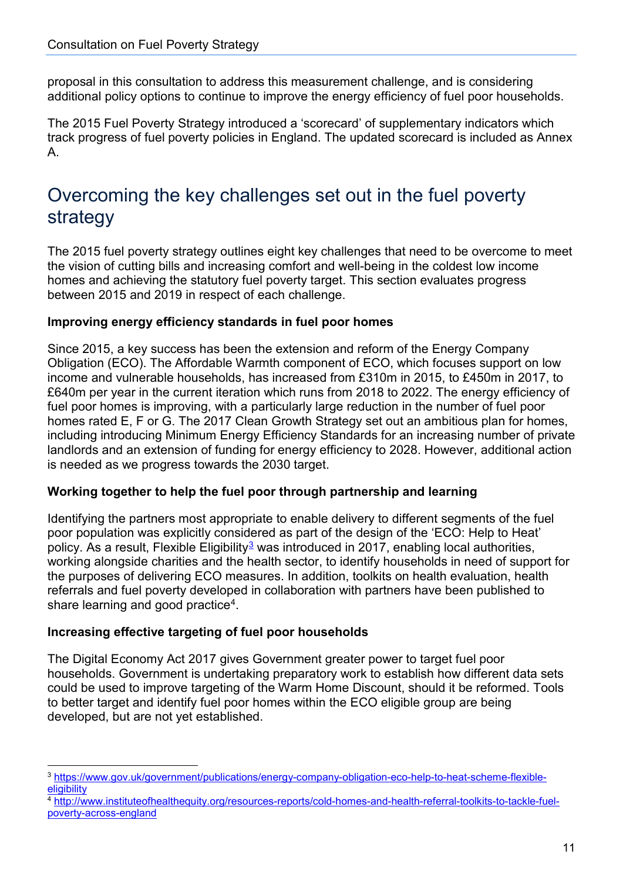proposal in this consultation to address this measurement challenge, and is considering additional policy options to continue to improve the energy efficiency of fuel poor households.

The 2015 Fuel Poverty Strategy introduced a 'scorecard' of supplementary indicators which track progress of fuel poverty policies in England. The updated scorecard is included as Annex A.

## Overcoming the key challenges set out in the fuel poverty strategy

The 2015 fuel poverty strategy outlines eight key challenges that need to be overcome to meet the vision of cutting bills and increasing comfort and well-being in the coldest low income homes and achieving the statutory fuel poverty target. This section evaluates progress between 2015 and 2019 in respect of each challenge.

**Improving energy efficiency standards in fuel poor homes**

Since 2015, a key success has been the extension and reform of the Energy Company Obligation (ECO). The Affordable Warmth component of ECO, which focuses support on low income and vulnerable households, has increased from £310m in 2015, to £450m in 2017, to £640m per year in the current iteration which runs from 2018 to 2022. The energy efficiency of fuel poor homes is improving, with a particularly large reduction in the number of fuel poor homes rated E, F or G. The 2017 Clean Growth Strategy set out an ambitious plan for homes, including introducing Minimum Energy Efficiency Standards for an increasing number of private landlords and an extension of funding for energy efficiency to 2028. However, additional action is needed as we progress towards the 2030 target.

**Working together to help the fuel poor through partnership and learning**

Identifying the partners most appropriate to enable delivery to different segments of the fuel poor population was explicitly considered as part of the design of the 'ECO: Help to Heat' policy. As a result, Flexible Eligibility[3] was introduced in 2017, enabling local authorities, working alongside charities and the health sector, to identify households in need of support for the purposes of delivering ECO measures. In addition, toolkits on health evaluation, health referrals and fuel poverty developed in collaboration with partners have been published to share learning and good practice[4].

**Increasing effective targeting of fuel poor households**

The Digital Economy Act 2017 gives Government greater power to target fuel poor households. Government is undertaking preparatory work to establish how different data sets could be used to improve targeting of the Warm Home Discount, should it be reformed. Tools to better target and identify fuel poor homes within the ECO eligible group are being developed, but are not yet established.

[3] https://www.gov.uk/government/publications/energy-company-obligation-eco-help-to-heat-scheme-flexible-eligibility

[4] http://www.instituteofhealthequity.org/resources-reports/cold-homes-and-health-referral-toolkits-to-tackle-fuel-poverty-across-england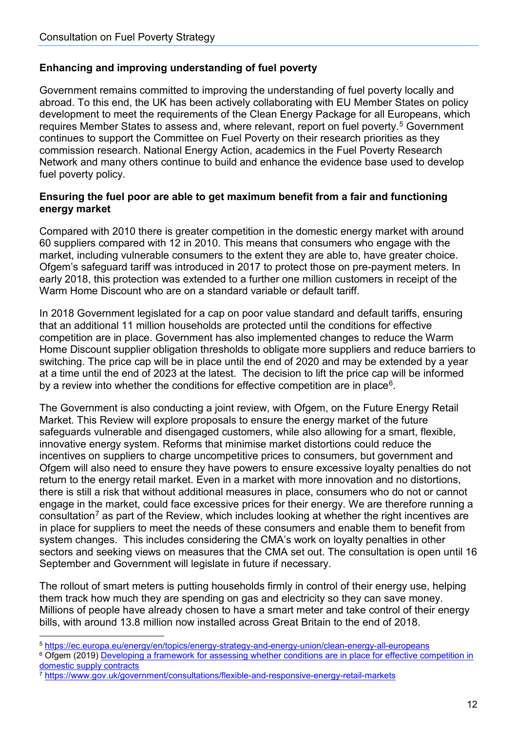**Enhancing and improving understanding of fuel poverty**

Government remains committed to improving the understanding of fuel poverty locally and abroad. To this end, the UK has been actively collaborating with EU Member States on policy development to meet the requirements of the Clean Energy Package for all Europeans, which requires Member States to assess and, where relevant, report on fuel poverty.[5] Government continues to support the Committee on Fuel Poverty on their research priorities as they commission research. National Energy Action, academics in the Fuel Poverty Research Network and many others continue to build and enhance the evidence base used to develop fuel poverty policy.

**Ensuring the fuel poor are able to get maximum benefit from a fair and functioning energy market**

Compared with 2010 there is greater competition in the domestic energy market with around 60 suppliers compared with 12 in 2010. This means that consumers who engage with the market, including vulnerable consumers to the extent they are able to, have greater choice. Ofgem's safeguard tariff was introduced in 2017 to protect those on pre-payment meters. In early 2018, this protection was extended to a further one million customers in receipt of the Warm Home Discount who are on a standard variable or default tariff.

In 2018 Government legislated for a cap on poor value standard and default tariffs, ensuring that an additional 11 million households are protected until the conditions for effective competition are in place. Government has also implemented changes to reduce the Warm Home Discount supplier obligation thresholds to obligate more suppliers and reduce barriers to switching. The price cap will be in place until the end of 2020 and may be extended by a year at a time until the end of 2023 at the latest. The decision to lift the price cap will be informed by a review into whether the conditions for effective competition are in place[6].

The Government is also conducting a joint review, with Ofgem, on the Future Energy Retail Market. This Review will explore proposals to ensure the energy market of the future safeguards vulnerable and disengaged customers, while also allowing for a smart, flexible, innovative energy system. Reforms that minimise market distortions could reduce the incentives on suppliers to charge uncompetitive prices to consumers, but government and Ofgem will also need to ensure they have powers to ensure excessive loyalty penalties do not return to the energy retail market. Even in a market with more innovation and no distortions, there is still a risk that without additional measures in place, consumers who do not or cannot engage in the market, could face excessive prices for their energy. We are therefore running a consultation[7] as part of the Review, which includes looking at whether the right incentives are in place for suppliers to meet the needs of these consumers and enable them to benefit from system changes. This includes considering the CMA's work on loyalty penalties in other sectors and seeking views on measures that the CMA set out. The consultation is open until 16 September and Government will legislate in future if necessary.

The rollout of smart meters is putting households firmly in control of their energy use, helping them track how much they are spending on gas and electricity so they can save money. Millions of people have already chosen to have a smart meter and take control of their energy bills, with around 13.8 million now installed across Great Britain to the end of 2018.

---

[5] https://ec.europa.eu/energy/en/topics/energy-strategy-and-energy-union/clean-energy-all-europeans

[6] Ofgem (2019) Developing a framework for assessing whether conditions are in place for effective competition in domestic supply contracts

[7] https://www.gov.uk/government/consultations/flexible-and-responsive-energy-retail-markets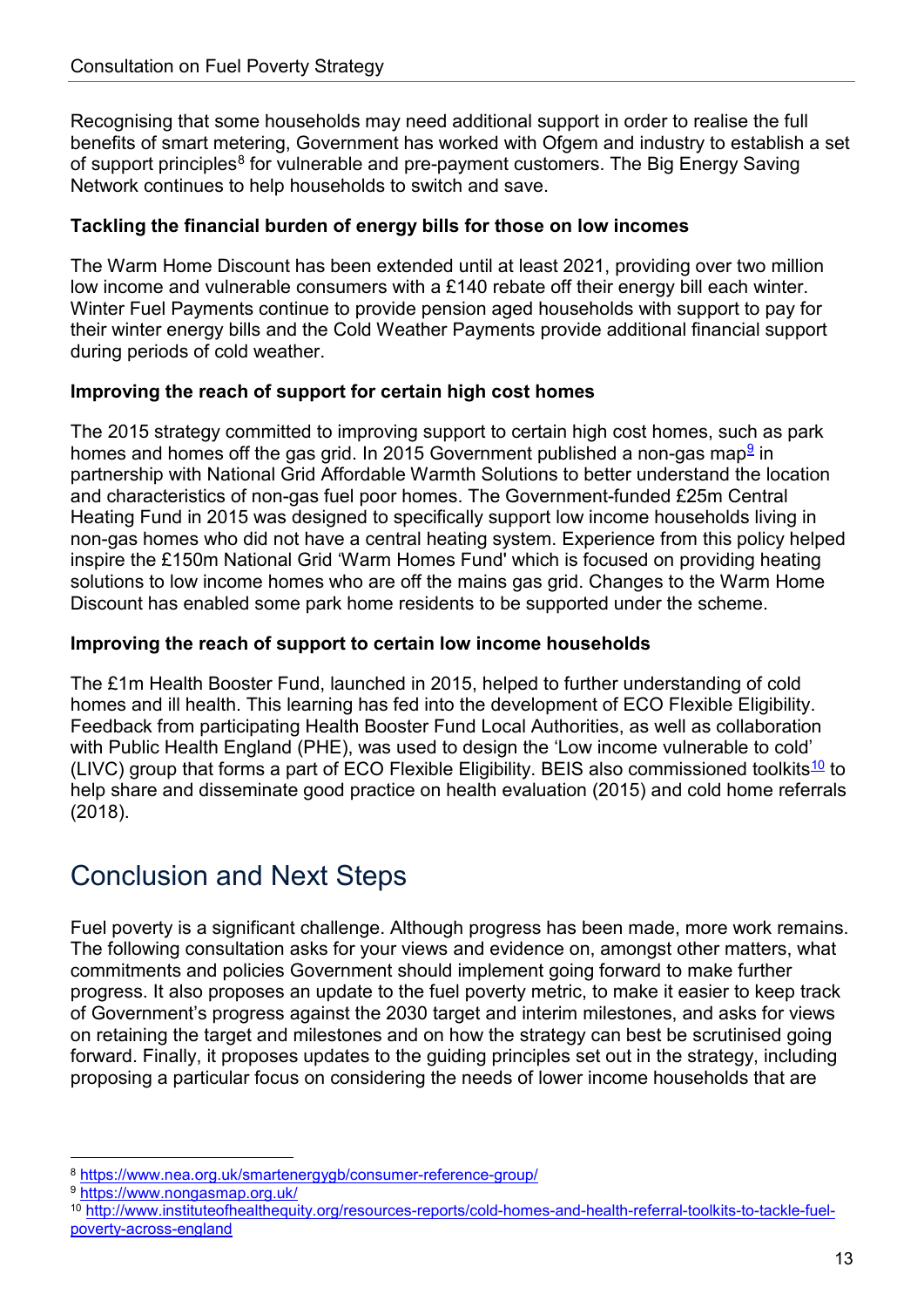Recognising that some households may need additional support in order to realise the full benefits of smart metering, Government has worked with Ofgem and industry to establish a set of support principles[8] for vulnerable and pre-payment customers. The Big Energy Saving Network continues to help households to switch and save.

**Tackling the financial burden of energy bills for those on low incomes**

The Warm Home Discount has been extended until at least 2021, providing over two million low income and vulnerable consumers with a £140 rebate off their energy bill each winter. Winter Fuel Payments continue to provide pension aged households with support to pay for their winter energy bills and the Cold Weather Payments provide additional financial support during periods of cold weather.

**Improving the reach of support for certain high cost homes**

The 2015 strategy committed to improving support to certain high cost homes, such as park homes and homes off the gas grid. In 2015 Government published a non-gas map[9] in partnership with National Grid Affordable Warmth Solutions to better understand the location and characteristics of non-gas fuel poor homes. The Government-funded £25m Central Heating Fund in 2015 was designed to specifically support low income households living in non-gas homes who did not have a central heating system. Experience from this policy helped inspire the £150m National Grid 'Warm Homes Fund' which is focused on providing heating solutions to low income homes who are off the mains gas grid. Changes to the Warm Home Discount has enabled some park home residents to be supported under the scheme.

**Improving the reach of support to certain low income households**

The £1m Health Booster Fund, launched in 2015, helped to further understanding of cold homes and ill health. This learning has fed into the development of ECO Flexible Eligibility. Feedback from participating Health Booster Fund Local Authorities, as well as collaboration with Public Health England (PHE), was used to design the 'Low income vulnerable to cold' (LIVC) group that forms a part of ECO Flexible Eligibility. BEIS also commissioned toolkits[10] to help share and disseminate good practice on health evaluation (2015) and cold home referrals (2018).

## Conclusion and Next Steps

Fuel poverty is a significant challenge. Although progress has been made, more work remains. The following consultation asks for your views and evidence on, amongst other matters, what commitments and policies Government should implement going forward to make further progress. It also proposes an update to the fuel poverty metric, to make it easier to keep track of Government's progress against the 2030 target and interim milestones, and asks for views on retaining the target and milestones and on how the strategy can best be scrutinised going forward. Finally, it proposes updates to the guiding principles set out in the strategy, including proposing a particular focus on considering the needs of lower income households that are

---

[8] https://www.nea.org.uk/smartenergygb/consumer-reference-group/

[9] https://www.nongasmap.org.uk/

[10] http://www.instituteofhealthequity.org/resources-reports/cold-homes-and-health-referral-toolkits-to-tackle-fuel-poverty-across-england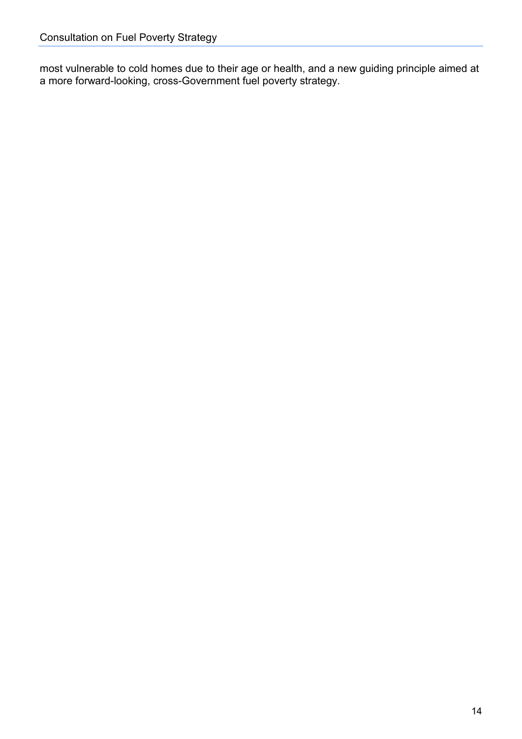most vulnerable to cold homes due to their age or health, and a new guiding principle aimed at a more forward-looking, cross-Government fuel poverty strategy.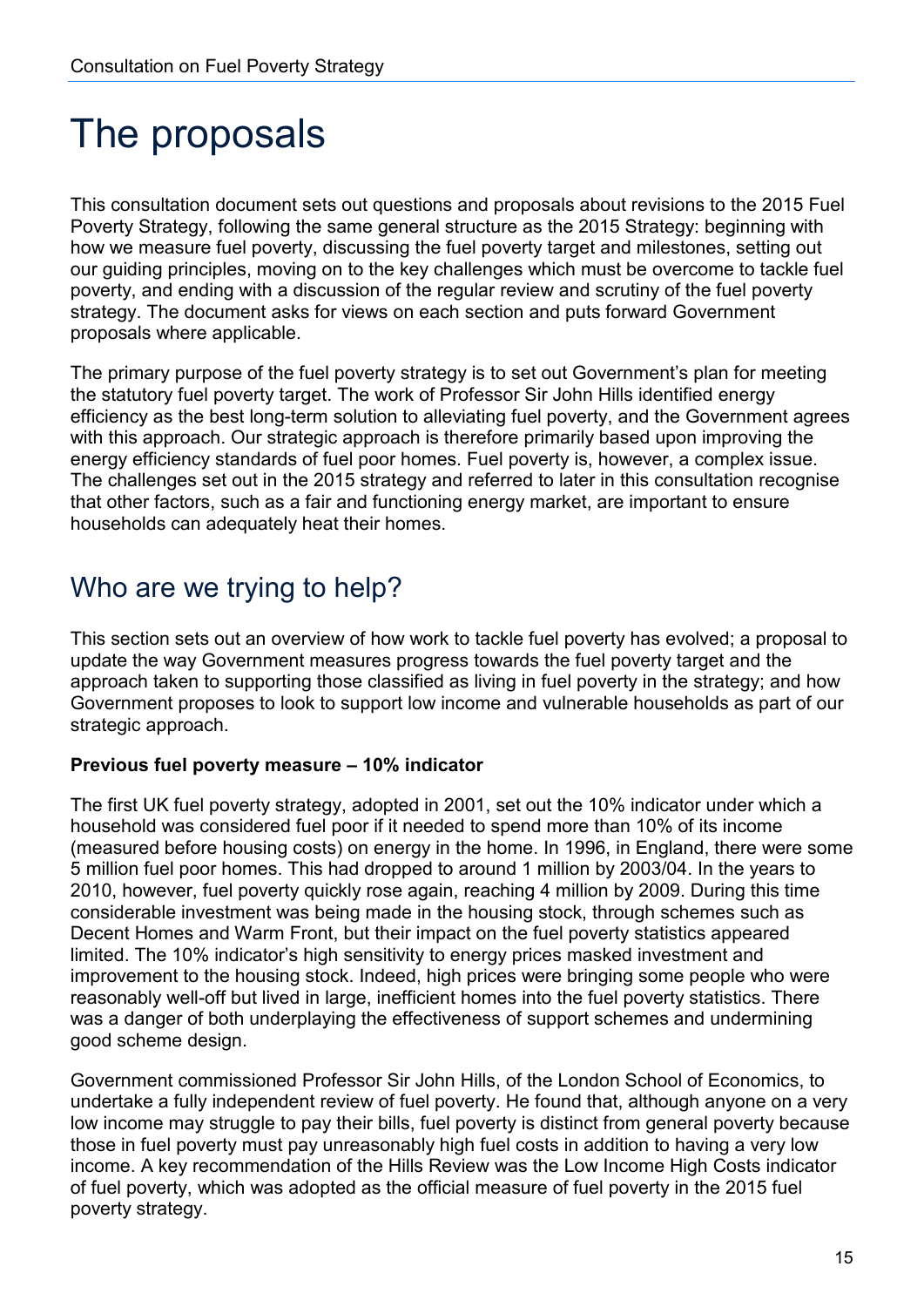# The proposals

This consultation document sets out questions and proposals about revisions to the 2015 Fuel Poverty Strategy, following the same general structure as the 2015 Strategy: beginning with how we measure fuel poverty, discussing the fuel poverty target and milestones, setting out our guiding principles, moving on to the key challenges which must be overcome to tackle fuel poverty, and ending with a discussion of the regular review and scrutiny of the fuel poverty strategy. The document asks for views on each section and puts forward Government proposals where applicable.

The primary purpose of the fuel poverty strategy is to set out Government's plan for meeting the statutory fuel poverty target. The work of Professor Sir John Hills identified energy efficiency as the best long-term solution to alleviating fuel poverty, and the Government agrees with this approach. Our strategic approach is therefore primarily based upon improving the energy efficiency standards of fuel poor homes. Fuel poverty is, however, a complex issue. The challenges set out in the 2015 strategy and referred to later in this consultation recognise that other factors, such as a fair and functioning energy market, are important to ensure households can adequately heat their homes.

## Who are we trying to help?

This section sets out an overview of how work to tackle fuel poverty has evolved; a proposal to update the way Government measures progress towards the fuel poverty target and the approach taken to supporting those classified as living in fuel poverty in the strategy; and how Government proposes to look to support low income and vulnerable households as part of our strategic approach.

**Previous fuel poverty measure – 10% indicator**

The first UK fuel poverty strategy, adopted in 2001, set out the 10% indicator under which a household was considered fuel poor if it needed to spend more than 10% of its income (measured before housing costs) on energy in the home. In 1996, in England, there were some 5 million fuel poor homes. This had dropped to around 1 million by 2003/04. In the years to 2010, however, fuel poverty quickly rose again, reaching 4 million by 2009. During this time considerable investment was being made in the housing stock, through schemes such as Decent Homes and Warm Front, but their impact on the fuel poverty statistics appeared limited. The 10% indicator's high sensitivity to energy prices masked investment and improvement to the housing stock. Indeed, high prices were bringing some people who were reasonably well-off but lived in large, inefficient homes into the fuel poverty statistics. There was a danger of both underplaying the effectiveness of support schemes and undermining good scheme design.

Government commissioned Professor Sir John Hills, of the London School of Economics, to undertake a fully independent review of fuel poverty. He found that, although anyone on a very low income may struggle to pay their bills, fuel poverty is distinct from general poverty because those in fuel poverty must pay unreasonably high fuel costs in addition to having a very low income. A key recommendation of the Hills Review was the Low Income High Costs indicator of fuel poverty, which was adopted as the official measure of fuel poverty in the 2015 fuel poverty strategy.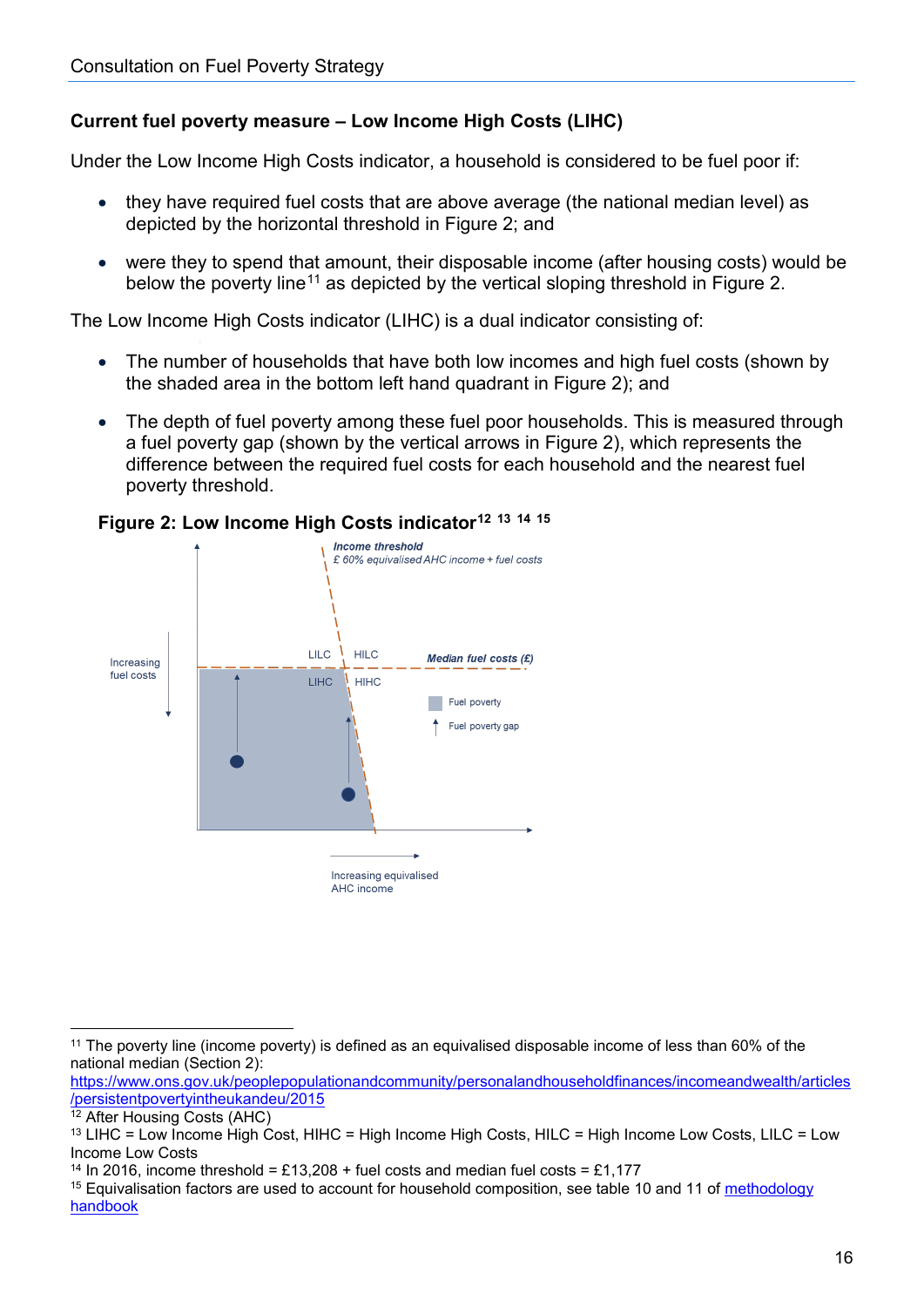### Current fuel poverty measure – Low Income High Costs (LIHC)

Under the Low Income High Costs indicator, a household is considered to be fuel poor if:

- they have required fuel costs that are above average (the national median level) as depicted by the horizontal threshold in Figure 2; and
- were they to spend that amount, their disposable income (after housing costs) would be below the poverty line[11] as depicted by the vertical sloping threshold in Figure 2.

The Low Income High Costs indicator (LIHC) is a dual indicator consisting of:

- The number of households that have both low incomes and high fuel costs (shown by the shaded area in the bottom left hand quadrant in Figure 2); and
- The depth of fuel poverty among these fuel poor households. This is measured through a fuel poverty gap (shown by the vertical arrows in Figure 2), which represents the difference between the required fuel costs for each household and the nearest fuel poverty threshold.

**Figure 2: Low Income High Costs indicator[12] [13] [14] [15]**

Income threshold
£ 60% equivalised AHC income + fuel costs

Increasing fuel costs

LILC | HILC

LIHC | HIHC

Median fuel costs (£)

Fuel poverty

Fuel poverty gap

Increasing equivalised AHC income

---

[11] The poverty line (income poverty) is defined as an equivalised disposable income of less than 60% of the national median (Section 2): https://www.ons.gov.uk/peoplepopulationandcommunity/personalandhouseholdfinances/incomeandwealth/articles/persistentpovertyintheukandeu/2015

[12] After Housing Costs (AHC)

[13] LIHC = Low Income High Cost, HIHC = High Income High Costs, HILC = High Income Low Costs, LILC = Low Income Low Costs

[14] In 2016, income threshold = £13,208 + fuel costs and median fuel costs = £1,177

[15] Equivalisation factors are used to account for household composition, see table 10 and 11 of methodology handbook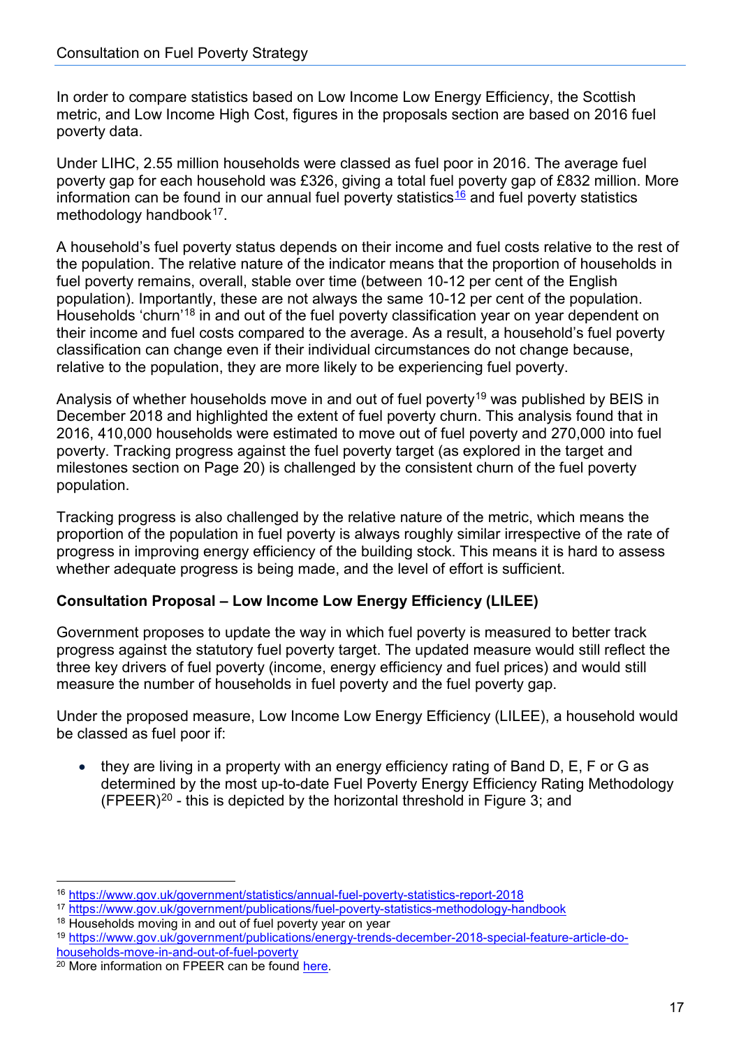In order to compare statistics based on Low Income Low Energy Efficiency, the Scottish metric, and Low Income High Cost, figures in the proposals section are based on 2016 fuel poverty data.

Under LIHC, 2.55 million households were classed as fuel poor in 2016. The average fuel poverty gap for each household was £326, giving a total fuel poverty gap of £832 million. More information can be found in our annual fuel poverty statistics[16] and fuel poverty statistics methodology handbook[17].

A household's fuel poverty status depends on their income and fuel costs relative to the rest of the population. The relative nature of the indicator means that the proportion of households in fuel poverty remains, overall, stable over time (between 10-12 per cent of the English population). Importantly, these are not always the same 10-12 per cent of the population. Households 'churn'[18] in and out of the fuel poverty classification year on year dependent on their income and fuel costs compared to the average. As a result, a household's fuel poverty classification can change even if their individual circumstances do not change because, relative to the population, they are more likely to be experiencing fuel poverty.

Analysis of whether households move in and out of fuel poverty[19] was published by BEIS in December 2018 and highlighted the extent of fuel poverty churn. This analysis found that in 2016, 410,000 households were estimated to move out of fuel poverty and 270,000 into fuel poverty. Tracking progress against the fuel poverty target (as explored in the target and milestones section on Page 20) is challenged by the consistent churn of the fuel poverty population.

Tracking progress is also challenged by the relative nature of the metric, which means the proportion of the population in fuel poverty is always roughly similar irrespective of the rate of progress in improving energy efficiency of the building stock. This means it is hard to assess whether adequate progress is being made, and the level of effort is sufficient.

**Consultation Proposal – Low Income Low Energy Efficiency (LILEE)**

Government proposes to update the way in which fuel poverty is measured to better track progress against the statutory fuel poverty target. The updated measure would still reflect the three key drivers of fuel poverty (income, energy efficiency and fuel prices) and would still measure the number of households in fuel poverty and the fuel poverty gap.

Under the proposed measure, Low Income Low Energy Efficiency (LILEE), a household would be classed as fuel poor if:

- they are living in a property with an energy efficiency rating of Band D, E, F or G as determined by the most up-to-date Fuel Poverty Energy Efficiency Rating Methodology (FPEER)[20] - this is depicted by the horizontal threshold in Figure 3; and

---

[16] https://www.gov.uk/government/statistics/annual-fuel-poverty-statistics-report-2018

[17] https://www.gov.uk/government/publications/fuel-poverty-statistics-methodology-handbook

[18] Households moving in and out of fuel poverty year on year

[19] https://www.gov.uk/government/publications/energy-trends-december-2018-special-feature-article-do-households-move-in-and-out-of-fuel-poverty

[20] More information on FPEER can be found here.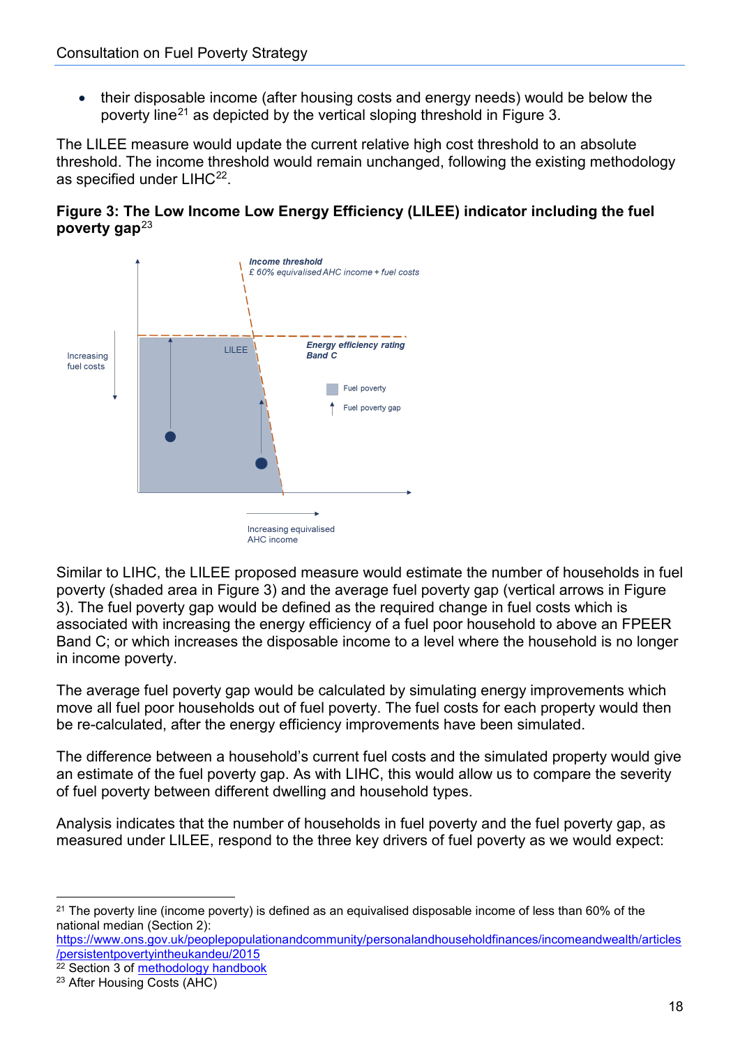- their disposable income (after housing costs and energy needs) would be below the poverty line[21] as depicted by the vertical sloping threshold in Figure 3.

The LILEE measure would update the current relative high cost threshold to an absolute threshold. The income threshold would remain unchanged, following the existing methodology as specified under LIHC[22].

**Figure 3: The Low Income Low Energy Efficiency (LILEE) indicator including the fuel poverty gap**[23]

Similar to LIHC, the LILEE proposed measure would estimate the number of households in fuel poverty (shaded area in Figure 3) and the average fuel poverty gap (vertical arrows in Figure 3). The fuel poverty gap would be defined as the required change in fuel costs which is associated with increasing the energy efficiency of a fuel poor household to above an FPEER Band C; or which increases the disposable income to a level where the household is no longer in income poverty.

The average fuel poverty gap would be calculated by simulating energy improvements which move all fuel poor households out of fuel poverty. The fuel costs for each property would then be re-calculated, after the energy efficiency improvements have been simulated.

The difference between a household's current fuel costs and the simulated property would give an estimate of the fuel poverty gap. As with LIHC, this would allow us to compare the severity of fuel poverty between different dwelling and household types.

Analysis indicates that the number of households in fuel poverty and the fuel poverty gap, as measured under LILEE, respond to the three key drivers of fuel poverty as we would expect:

---

[21] The poverty line (income poverty) is defined as an equivalised disposable income of less than 60% of the national median (Section 2): https://www.ons.gov.uk/peoplepopulationandcommunity/personalandhouseholdfinances/incomeandwealth/articles/persistentpovertyintheukandeu/2015

[22] Section 3 of methodology handbook

[23] After Housing Costs (AHC)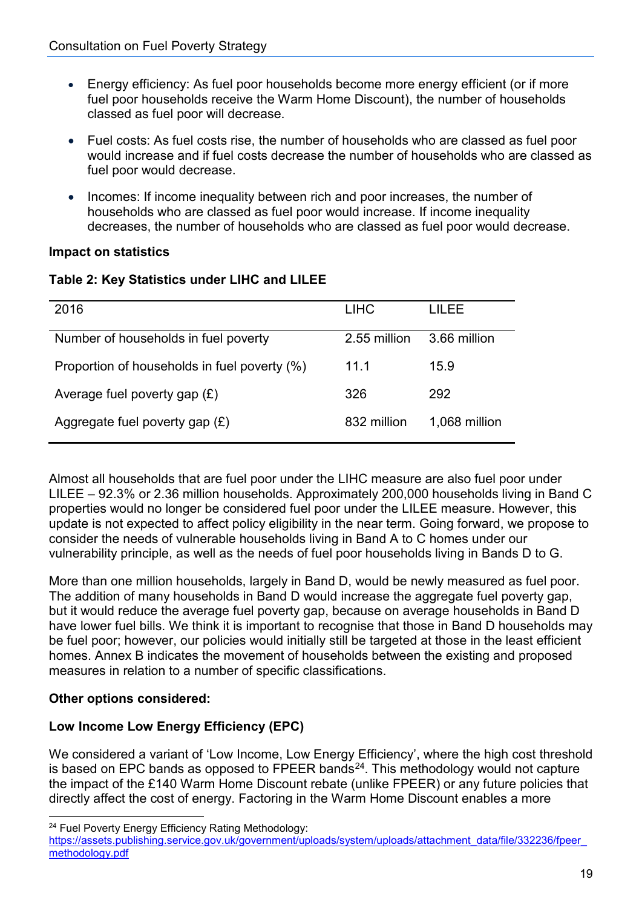- Energy efficiency: As fuel poor households become more energy efficient (or if more fuel poor households receive the Warm Home Discount), the number of households classed as fuel poor will decrease.
- Fuel costs: As fuel costs rise, the number of households who are classed as fuel poor would increase and if fuel costs decrease the number of households who are classed as fuel poor would decrease.
- Incomes: If income inequality between rich and poor increases, the number of households who are classed as fuel poor would increase. If income inequality decreases, the number of households who are classed as fuel poor would decrease.

**Impact on statistics**

**Table 2: Key Statistics under LIHC and LILEE**

| 2016 | LIHC | LILEE |
|---|---|---|
| Number of households in fuel poverty | 2.55 million | 3.66 million |
| Proportion of households in fuel poverty (%) | 11.1 | 15.9 |
| Average fuel poverty gap (£) | 326 | 292 |
| Aggregate fuel poverty gap (£) | 832 million | 1,068 million |

Almost all households that are fuel poor under the LIHC measure are also fuel poor under LILEE – 92.3% or 2.36 million households. Approximately 200,000 households living in Band C properties would no longer be considered fuel poor under the LILEE measure. However, this update is not expected to affect policy eligibility in the near term. Going forward, we propose to consider the needs of vulnerable households living in Band A to C homes under our vulnerability principle, as well as the needs of fuel poor households living in Bands D to G.

More than one million households, largely in Band D, would be newly measured as fuel poor. The addition of many households in Band D would increase the aggregate fuel poverty gap, but it would reduce the average fuel poverty gap, because on average households in Band D have lower fuel bills. We think it is important to recognise that those in Band D households may be fuel poor; however, our policies would initially still be targeted at those in the least efficient homes. Annex B indicates the movement of households between the existing and proposed measures in relation to a number of specific classifications.

**Other options considered:**

**Low Income Low Energy Efficiency (EPC)**

We considered a variant of 'Low Income, Low Energy Efficiency', where the high cost threshold is based on EPC bands as opposed to FPEER bands[24]. This methodology would not capture the impact of the £140 Warm Home Discount rebate (unlike FPEER) or any future policies that directly affect the cost of energy. Factoring in the Warm Home Discount enables a more

[24] Fuel Poverty Energy Efficiency Rating Methodology: https://assets.publishing.service.gov.uk/government/uploads/system/uploads/attachment_data/file/332236/fpeer_methodology.pdf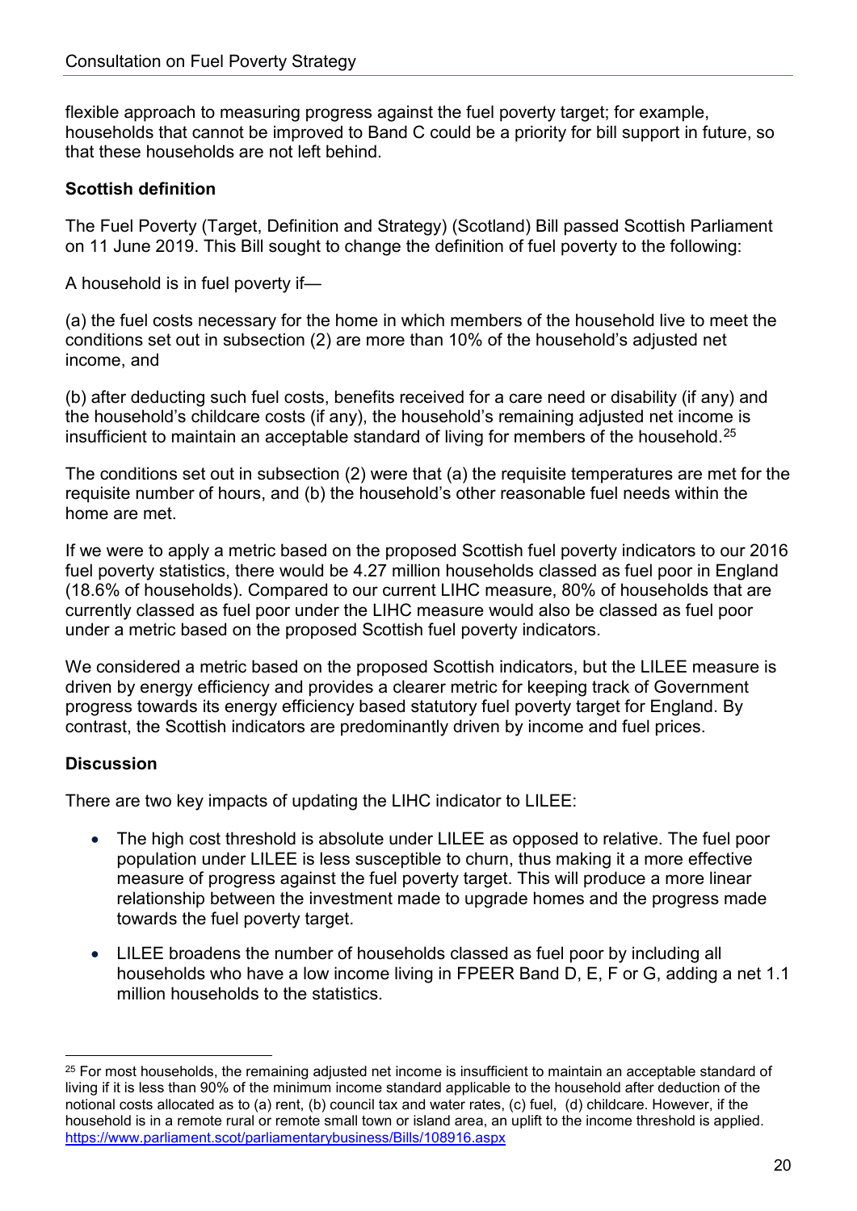flexible approach to measuring progress against the fuel poverty target; for example, households that cannot be improved to Band C could be a priority for bill support in future, so that these households are not left behind.

**Scottish definition**

The Fuel Poverty (Target, Definition and Strategy) (Scotland) Bill passed Scottish Parliament on 11 June 2019. This Bill sought to change the definition of fuel poverty to the following:

A household is in fuel poverty if—

(a) the fuel costs necessary for the home in which members of the household live to meet the conditions set out in subsection (2) are more than 10% of the household's adjusted net income, and

(b) after deducting such fuel costs, benefits received for a care need or disability (if any) and the household's childcare costs (if any), the household's remaining adjusted net income is insufficient to maintain an acceptable standard of living for members of the household.[25]

The conditions set out in subsection (2) were that (a) the requisite temperatures are met for the requisite number of hours, and (b) the household's other reasonable fuel needs within the home are met.

If we were to apply a metric based on the proposed Scottish fuel poverty indicators to our 2016 fuel poverty statistics, there would be 4.27 million households classed as fuel poor in England (18.6% of households). Compared to our current LIHC measure, 80% of households that are currently classed as fuel poor under the LIHC measure would also be classed as fuel poor under a metric based on the proposed Scottish fuel poverty indicators.

We considered a metric based on the proposed Scottish indicators, but the LILEE measure is driven by energy efficiency and provides a clearer metric for keeping track of Government progress towards its energy efficiency based statutory fuel poverty target for England. By contrast, the Scottish indicators are predominantly driven by income and fuel prices.

**Discussion**

There are two key impacts of updating the LIHC indicator to LILEE:

- The high cost threshold is absolute under LILEE as opposed to relative. The fuel poor population under LILEE is less susceptible to churn, thus making it a more effective measure of progress against the fuel poverty target. This will produce a more linear relationship between the investment made to upgrade homes and the progress made towards the fuel poverty target.
- LILEE broadens the number of households classed as fuel poor by including all households who have a low income living in FPEER Band D, E, F or G, adding a net 1.1 million households to the statistics.

---

[25] For most households, the remaining adjusted net income is insufficient to maintain an acceptable standard of living if it is less than 90% of the minimum income standard applicable to the household after deduction of the notional costs allocated as to (a) rent, (b) council tax and water rates, (c) fuel, (d) childcare. However, if the household is in a remote rural or remote small town or island area, an uplift to the income threshold is applied. https://www.parliament.scot/parliamentarybusiness/Bills/108916.aspx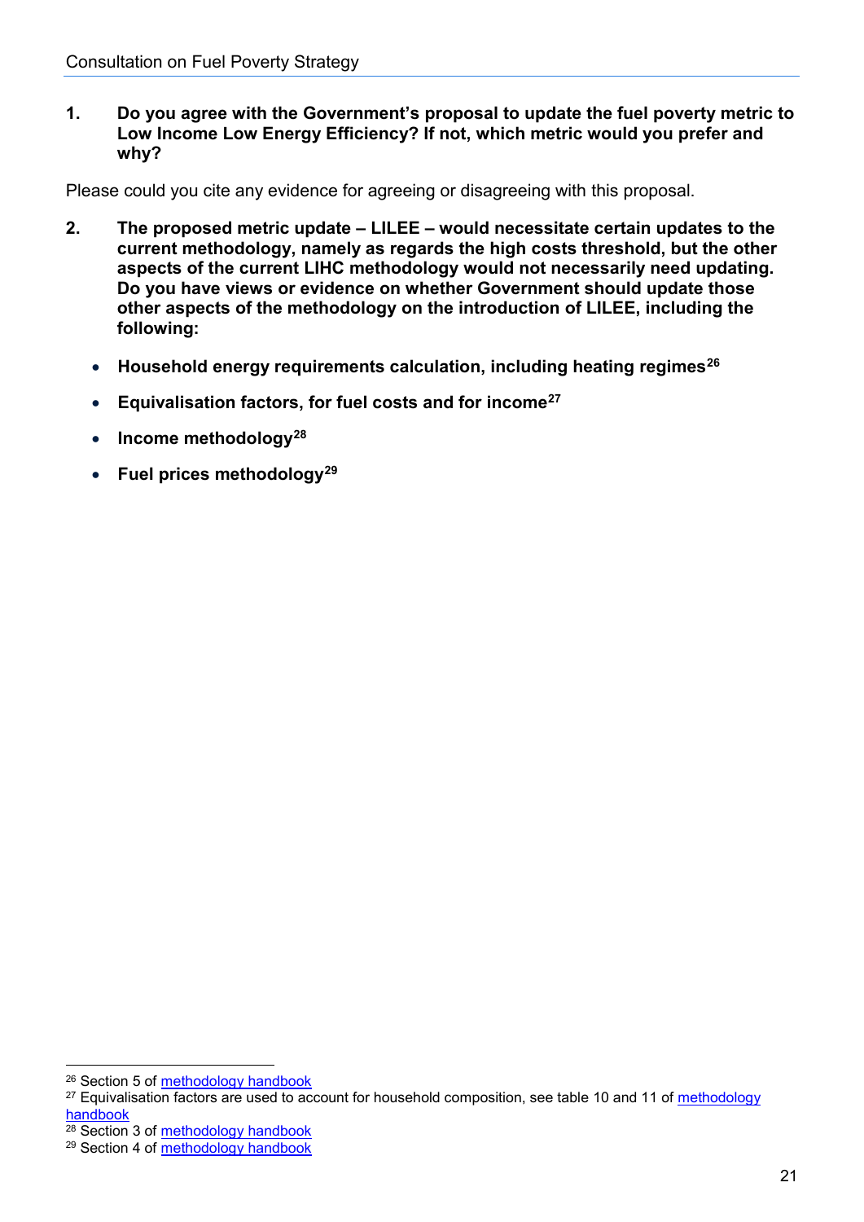**1. Do you agree with the Government's proposal to update the fuel poverty metric to Low Income Low Energy Efficiency? If not, which metric would you prefer and why?**

Please could you cite any evidence for agreeing or disagreeing with this proposal.

**2. The proposed metric update – LILEE – would necessitate certain updates to the current methodology, namely as regards the high costs threshold, but the other aspects of the current LIHC methodology would not necessarily need updating. Do you have views or evidence on whether Government should update those other aspects of the methodology on the introduction of LILEE, including the following:**

- **Household energy requirements calculation, including heating regimes[26]**
- **Equivalisation factors, for fuel costs and for income[27]**
- **Income methodology[28]**
- **Fuel prices methodology[29]**

---

[26] Section 5 of methodology handbook

[27] Equivalisation factors are used to account for household composition, see table 10 and 11 of methodology handbook

[28] Section 3 of methodology handbook

[29] Section 4 of methodology handbook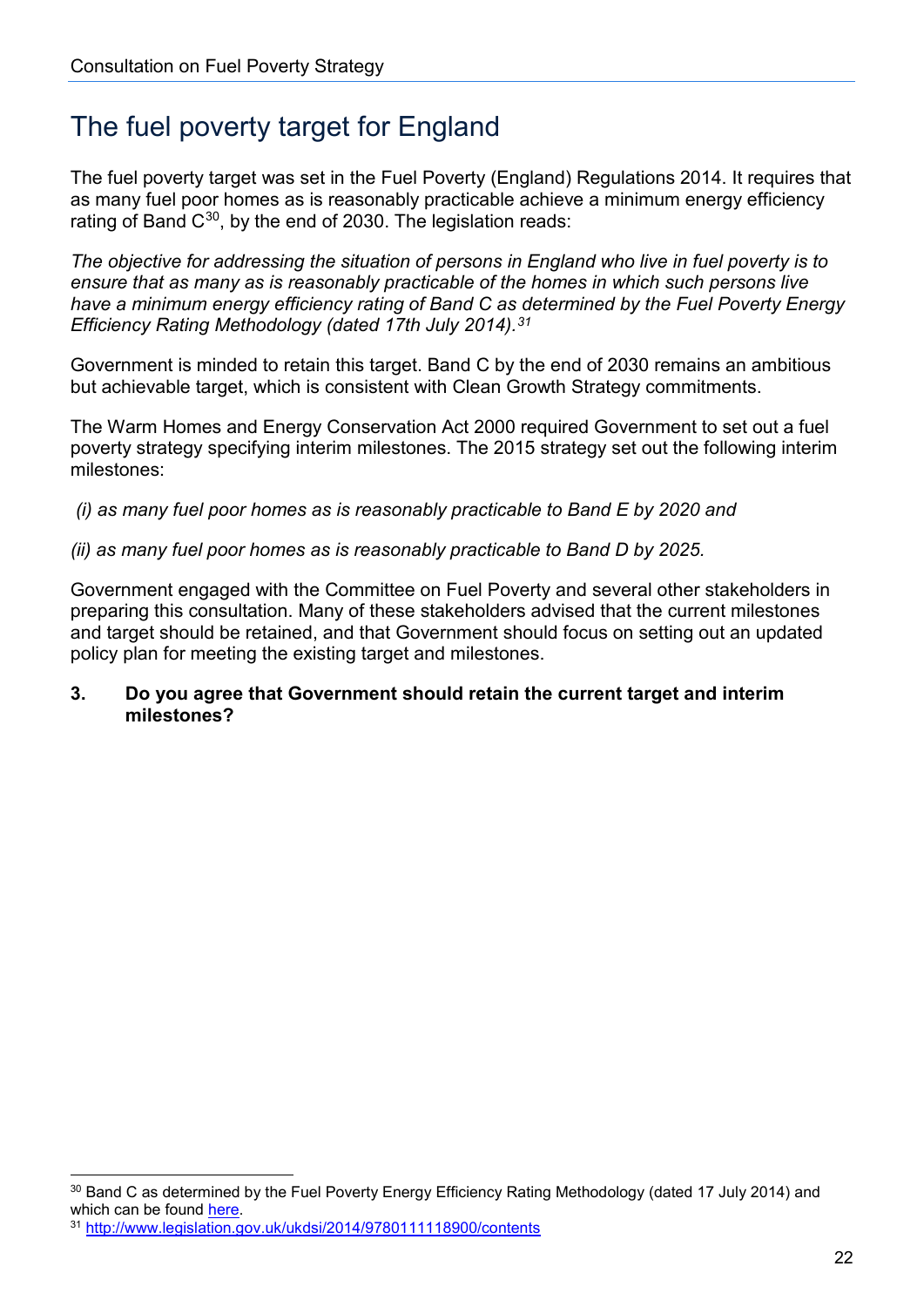# The fuel poverty target for England

The fuel poverty target was set in the Fuel Poverty (England) Regulations 2014. It requires that as many fuel poor homes as is reasonably practicable achieve a minimum energy efficiency rating of Band C[30], by the end of 2030. The legislation reads:

*The objective for addressing the situation of persons in England who live in fuel poverty is to ensure that as many as is reasonably practicable of the homes in which such persons live have a minimum energy efficiency rating of Band C as determined by the Fuel Poverty Energy Efficiency Rating Methodology (dated 17th July 2014).*[31]

Government is minded to retain this target. Band C by the end of 2030 remains an ambitious but achievable target, which is consistent with Clean Growth Strategy commitments.

The Warm Homes and Energy Conservation Act 2000 required Government to set out a fuel poverty strategy specifying interim milestones. The 2015 strategy set out the following interim milestones:

*(i) as many fuel poor homes as is reasonably practicable to Band E by 2020 and*

*(ii) as many fuel poor homes as is reasonably practicable to Band D by 2025.*

Government engaged with the Committee on Fuel Poverty and several other stakeholders in preparing this consultation. Many of these stakeholders advised that the current milestones and target should be retained, and that Government should focus on setting out an updated policy plan for meeting the existing target and milestones.

**3. Do you agree that Government should retain the current target and interim milestones?**

---

[30] Band C as determined by the Fuel Poverty Energy Efficiency Rating Methodology (dated 17 July 2014) and which can be found [here](#).

[31] http://www.legislation.gov.uk/ukdsi/2014/9780111118900/contents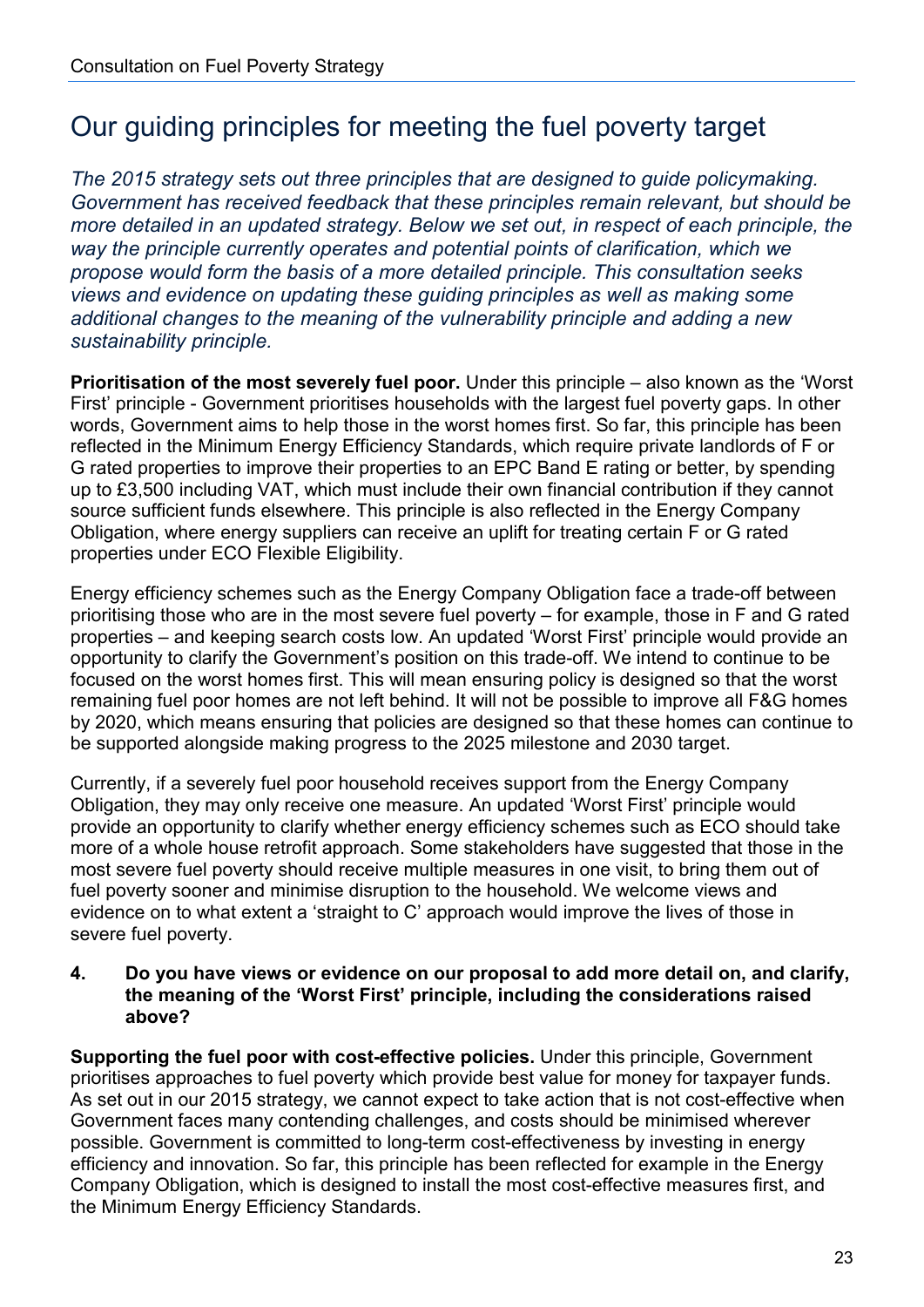# Our guiding principles for meeting the fuel poverty target

*The 2015 strategy sets out three principles that are designed to guide policymaking. Government has received feedback that these principles remain relevant, but should be more detailed in an updated strategy. Below we set out, in respect of each principle, the way the principle currently operates and potential points of clarification, which we propose would form the basis of a more detailed principle. This consultation seeks views and evidence on updating these guiding principles as well as making some additional changes to the meaning of the vulnerability principle and adding a new sustainability principle.*

**Prioritisation of the most severely fuel poor.** Under this principle – also known as the 'Worst First' principle - Government prioritises households with the largest fuel poverty gaps. In other words, Government aims to help those in the worst homes first. So far, this principle has been reflected in the Minimum Energy Efficiency Standards, which require private landlords of F or G rated properties to improve their properties to an EPC Band E rating or better, by spending up to £3,500 including VAT, which must include their own financial contribution if they cannot source sufficient funds elsewhere. This principle is also reflected in the Energy Company Obligation, where energy suppliers can receive an uplift for treating certain F or G rated properties under ECO Flexible Eligibility.

Energy efficiency schemes such as the Energy Company Obligation face a trade-off between prioritising those who are in the most severe fuel poverty – for example, those in F and G rated properties – and keeping search costs low. An updated 'Worst First' principle would provide an opportunity to clarify the Government's position on this trade-off. We intend to continue to be focused on the worst homes first. This will mean ensuring policy is designed so that the worst remaining fuel poor homes are not left behind. It will not be possible to improve all F&G homes by 2020, which means ensuring that policies are designed so that these homes can continue to be supported alongside making progress to the 2025 milestone and 2030 target.

Currently, if a severely fuel poor household receives support from the Energy Company Obligation, they may only receive one measure. An updated 'Worst First' principle would provide an opportunity to clarify whether energy efficiency schemes such as ECO should take more of a whole house retrofit approach. Some stakeholders have suggested that those in the most severe fuel poverty should receive multiple measures in one visit, to bring them out of fuel poverty sooner and minimise disruption to the household. We welcome views and evidence on to what extent a 'straight to C' approach would improve the lives of those in severe fuel poverty.

**4. Do you have views or evidence on our proposal to add more detail on, and clarify, the meaning of the 'Worst First' principle, including the considerations raised above?**

**Supporting the fuel poor with cost-effective policies.** Under this principle, Government prioritises approaches to fuel poverty which provide best value for money for taxpayer funds. As set out in our 2015 strategy, we cannot expect to take action that is not cost-effective when Government faces many contending challenges, and costs should be minimised wherever possible. Government is committed to long-term cost-effectiveness by investing in energy efficiency and innovation. So far, this principle has been reflected for example in the Energy Company Obligation, which is designed to install the most cost-effective measures first, and the Minimum Energy Efficiency Standards.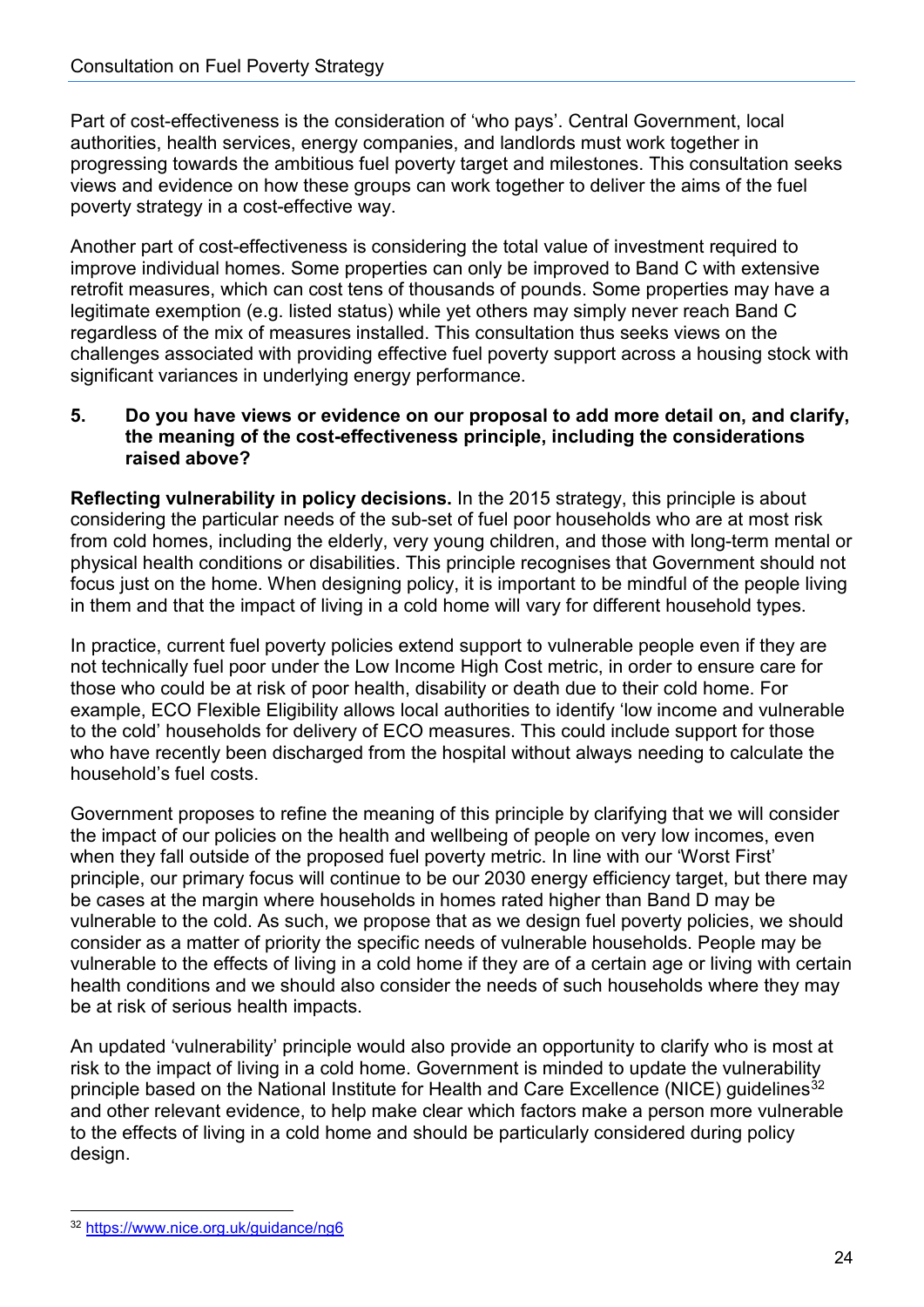Part of cost-effectiveness is the consideration of 'who pays'. Central Government, local authorities, health services, energy companies, and landlords must work together in progressing towards the ambitious fuel poverty target and milestones. This consultation seeks views and evidence on how these groups can work together to deliver the aims of the fuel poverty strategy in a cost-effective way.

Another part of cost-effectiveness is considering the total value of investment required to improve individual homes. Some properties can only be improved to Band C with extensive retrofit measures, which can cost tens of thousands of pounds. Some properties may have a legitimate exemption (e.g. listed status) while yet others may simply never reach Band C regardless of the mix of measures installed. This consultation thus seeks views on the challenges associated with providing effective fuel poverty support across a housing stock with significant variances in underlying energy performance.

**5. Do you have views or evidence on our proposal to add more detail on, and clarify, the meaning of the cost-effectiveness principle, including the considerations raised above?**

**Reflecting vulnerability in policy decisions.** In the 2015 strategy, this principle is about considering the particular needs of the sub-set of fuel poor households who are at most risk from cold homes, including the elderly, very young children, and those with long-term mental or physical health conditions or disabilities. This principle recognises that Government should not focus just on the home. When designing policy, it is important to be mindful of the people living in them and that the impact of living in a cold home will vary for different household types.

In practice, current fuel poverty policies extend support to vulnerable people even if they are not technically fuel poor under the Low Income High Cost metric, in order to ensure care for those who could be at risk of poor health, disability or death due to their cold home. For example, ECO Flexible Eligibility allows local authorities to identify 'low income and vulnerable to the cold' households for delivery of ECO measures. This could include support for those who have recently been discharged from the hospital without always needing to calculate the household's fuel costs.

Government proposes to refine the meaning of this principle by clarifying that we will consider the impact of our policies on the health and wellbeing of people on very low incomes, even when they fall outside of the proposed fuel poverty metric. In line with our 'Worst First' principle, our primary focus will continue to be our 2030 energy efficiency target, but there may be cases at the margin where households in homes rated higher than Band D may be vulnerable to the cold. As such, we propose that as we design fuel poverty policies, we should consider as a matter of priority the specific needs of vulnerable households. People may be vulnerable to the effects of living in a cold home if they are of a certain age or living with certain health conditions and we should also consider the needs of such households where they may be at risk of serious health impacts.

An updated 'vulnerability' principle would also provide an opportunity to clarify who is most at risk to the impact of living in a cold home. Government is minded to update the vulnerability principle based on the National Institute for Health and Care Excellence (NICE) guidelines[32] and other relevant evidence, to help make clear which factors make a person more vulnerable to the effects of living in a cold home and should be particularly considered during policy design.

[32] https://www.nice.org.uk/guidance/ng6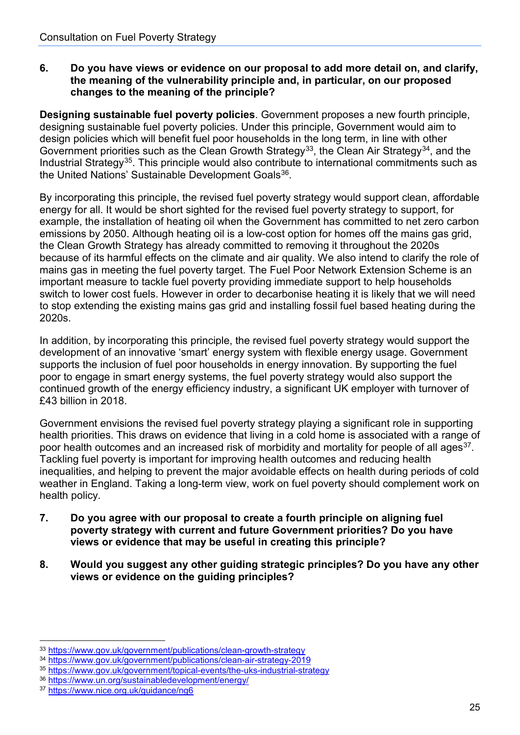6. **Do you have views or evidence on our proposal to add more detail on, and clarify, the meaning of the vulnerability principle and, in particular, on our proposed changes to the meaning of the principle?**

**Designing sustainable fuel poverty policies**. Government proposes a new fourth principle, designing sustainable fuel poverty policies. Under this principle, Government would aim to design policies which will benefit fuel poor households in the long term, in line with other Government priorities such as the Clean Growth Strategy[33], the Clean Air Strategy[34], and the Industrial Strategy[35]. This principle would also contribute to international commitments such as the United Nations' Sustainable Development Goals[36].

By incorporating this principle, the revised fuel poverty strategy would support clean, affordable energy for all. It would be short sighted for the revised fuel poverty strategy to support, for example, the installation of heating oil when the Government has committed to net zero carbon emissions by 2050. Although heating oil is a low-cost option for homes off the mains gas grid, the Clean Growth Strategy has already committed to removing it throughout the 2020s because of its harmful effects on the climate and air quality. We also intend to clarify the role of mains gas in meeting the fuel poverty target. The Fuel Poor Network Extension Scheme is an important measure to tackle fuel poverty providing immediate support to help households switch to lower cost fuels. However in order to decarbonise heating it is likely that we will need to stop extending the existing mains gas grid and installing fossil fuel based heating during the 2020s.

In addition, by incorporating this principle, the revised fuel poverty strategy would support the development of an innovative 'smart' energy system with flexible energy usage. Government supports the inclusion of fuel poor households in energy innovation. By supporting the fuel poor to engage in smart energy systems, the fuel poverty strategy would also support the continued growth of the energy efficiency industry, a significant UK employer with turnover of £43 billion in 2018.

Government envisions the revised fuel poverty strategy playing a significant role in supporting health priorities. This draws on evidence that living in a cold home is associated with a range of poor health outcomes and an increased risk of morbidity and mortality for people of all ages[37]. Tackling fuel poverty is important for improving health outcomes and reducing health inequalities, and helping to prevent the major avoidable effects on health during periods of cold weather in England. Taking a long-term view, work on fuel poverty should complement work on health policy.

7. **Do you agree with our proposal to create a fourth principle on aligning fuel poverty strategy with current and future Government priorities? Do you have views or evidence that may be useful in creating this principle?**

8. **Would you suggest any other guiding strategic principles? Do you have any other views or evidence on the guiding principles?**

---

[33] https://www.gov.uk/government/publications/clean-growth-strategy
[34] https://www.gov.uk/government/publications/clean-air-strategy-2019
[35] https://www.gov.uk/government/topical-events/the-uks-industrial-strategy
[36] https://www.un.org/sustainabledevelopment/energy/
[37] https://www.nice.org.uk/guidance/ng6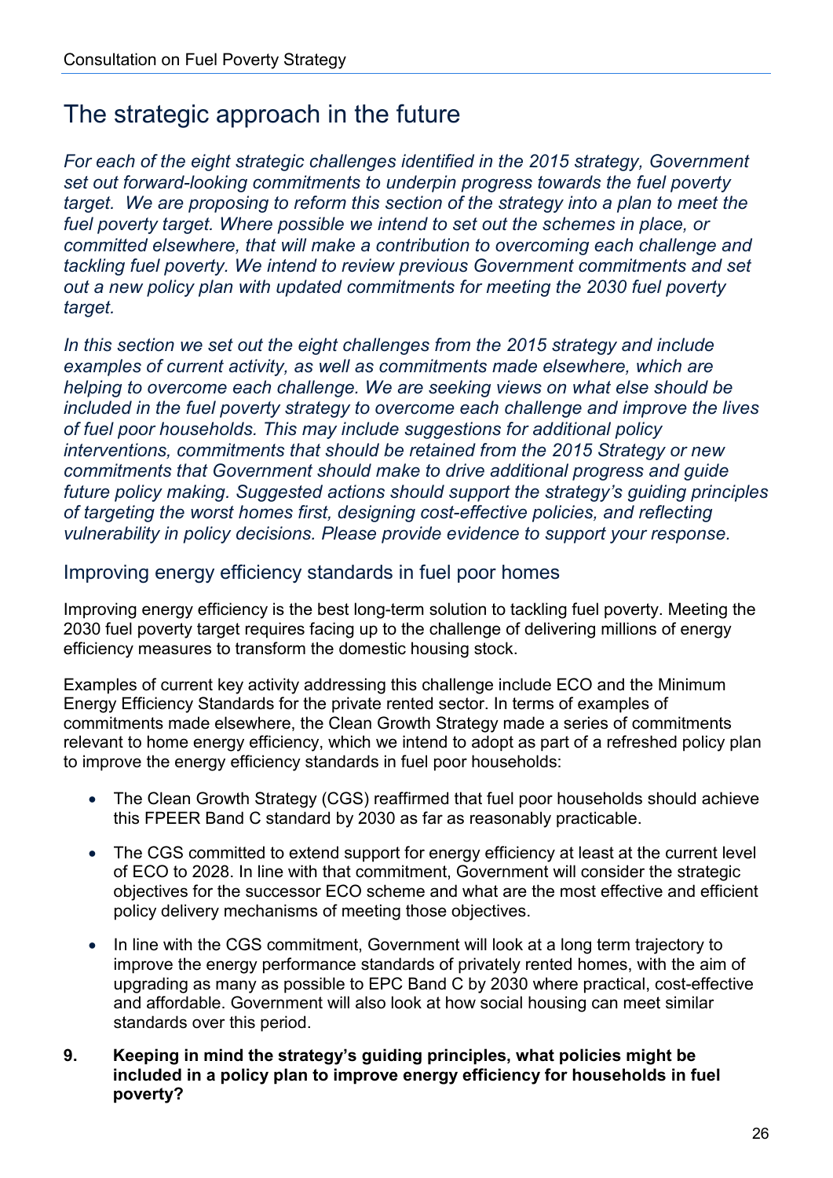# The strategic approach in the future

*For each of the eight strategic challenges identified in the 2015 strategy, Government set out forward-looking commitments to underpin progress towards the fuel poverty target. We are proposing to reform this section of the strategy into a plan to meet the fuel poverty target. Where possible we intend to set out the schemes in place, or committed elsewhere, that will make a contribution to overcoming each challenge and tackling fuel poverty. We intend to review previous Government commitments and set out a new policy plan with updated commitments for meeting the 2030 fuel poverty target.*

*In this section we set out the eight challenges from the 2015 strategy and include examples of current activity, as well as commitments made elsewhere, which are helping to overcome each challenge. We are seeking views on what else should be included in the fuel poverty strategy to overcome each challenge and improve the lives of fuel poor households. This may include suggestions for additional policy interventions, commitments that should be retained from the 2015 Strategy or new commitments that Government should make to drive additional progress and guide future policy making. Suggested actions should support the strategy's guiding principles of targeting the worst homes first, designing cost-effective policies, and reflecting vulnerability in policy decisions. Please provide evidence to support your response.*

## Improving energy efficiency standards in fuel poor homes

Improving energy efficiency is the best long-term solution to tackling fuel poverty. Meeting the 2030 fuel poverty target requires facing up to the challenge of delivering millions of energy efficiency measures to transform the domestic housing stock.

Examples of current key activity addressing this challenge include ECO and the Minimum Energy Efficiency Standards for the private rented sector. In terms of examples of commitments made elsewhere, the Clean Growth Strategy made a series of commitments relevant to home energy efficiency, which we intend to adopt as part of a refreshed policy plan to improve the energy efficiency standards in fuel poor households:

- The Clean Growth Strategy (CGS) reaffirmed that fuel poor households should achieve this FPEER Band C standard by 2030 as far as reasonably practicable.
- The CGS committed to extend support for energy efficiency at least at the current level of ECO to 2028. In line with that commitment, Government will consider the strategic objectives for the successor ECO scheme and what are the most effective and efficient policy delivery mechanisms of meeting those objectives.
- In line with the CGS commitment, Government will look at a long term trajectory to improve the energy performance standards of privately rented homes, with the aim of upgrading as many as possible to EPC Band C by 2030 where practical, cost-effective and affordable. Government will also look at how social housing can meet similar standards over this period.

**9. Keeping in mind the strategy's guiding principles, what policies might be included in a policy plan to improve energy efficiency for households in fuel poverty?**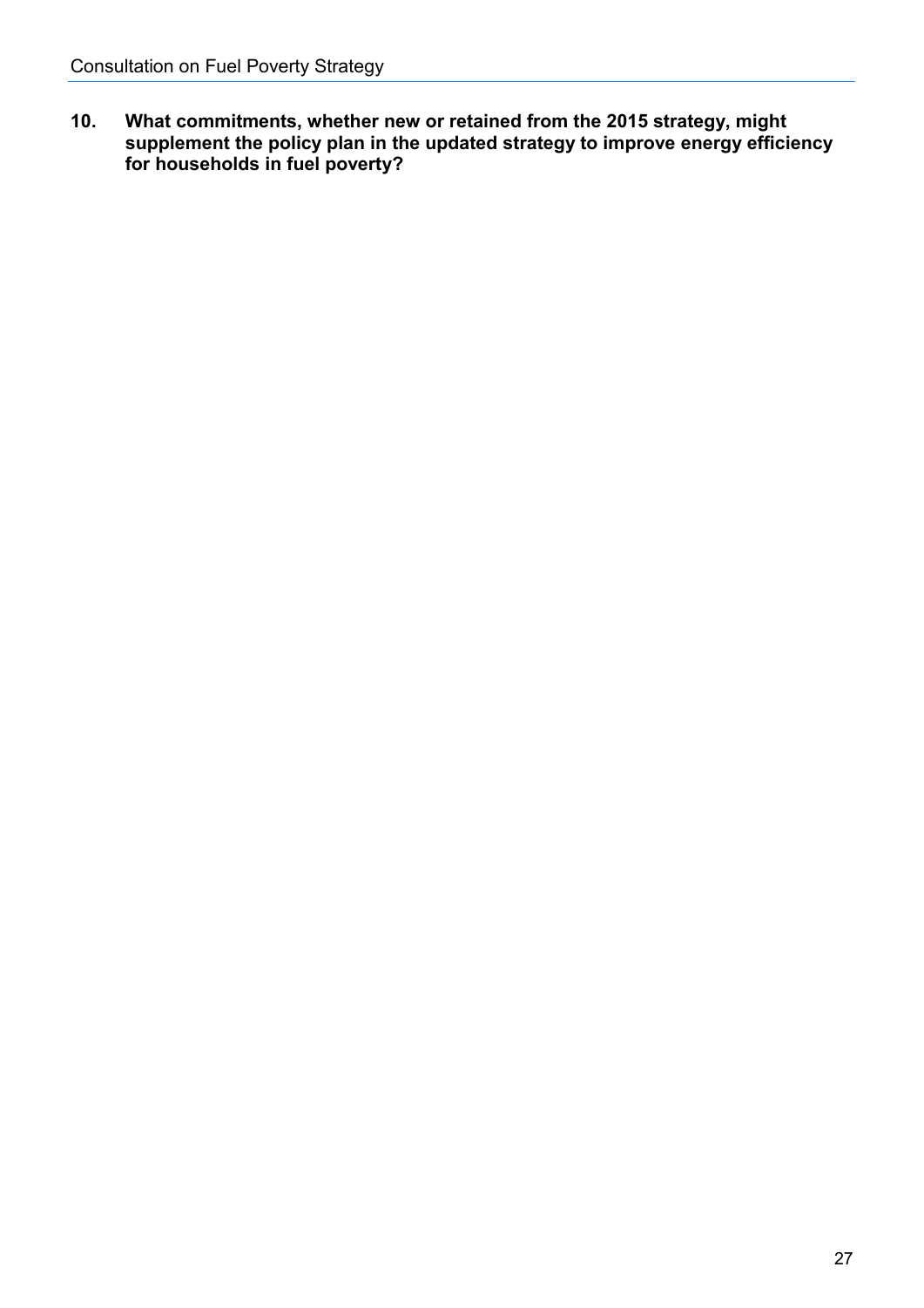**10. What commitments, whether new or retained from the 2015 strategy, might supplement the policy plan in the updated strategy to improve energy efficiency for households in fuel poverty?**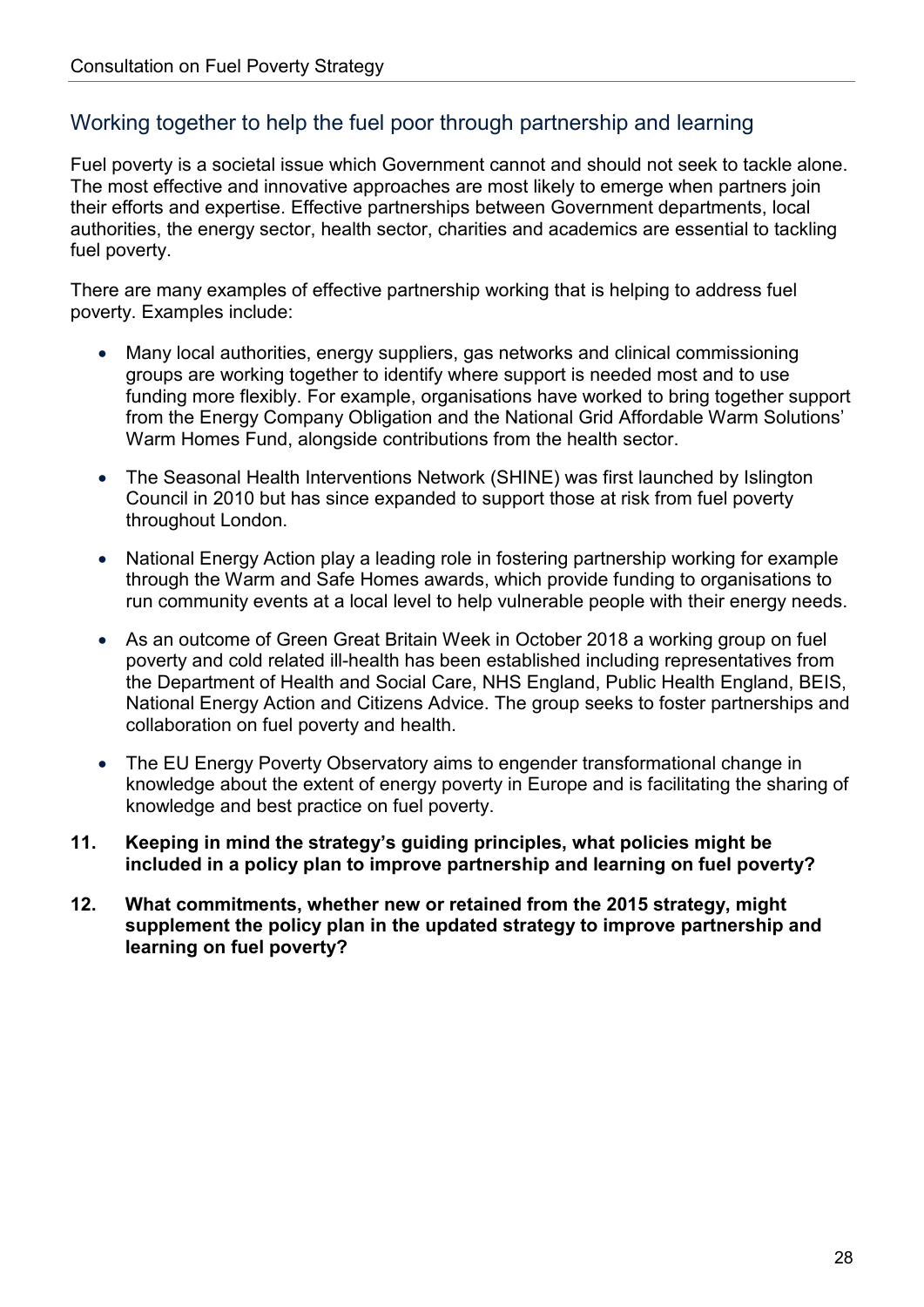## Working together to help the fuel poor through partnership and learning

Fuel poverty is a societal issue which Government cannot and should not seek to tackle alone. The most effective and innovative approaches are most likely to emerge when partners join their efforts and expertise. Effective partnerships between Government departments, local authorities, the energy sector, health sector, charities and academics are essential to tackling fuel poverty.

There are many examples of effective partnership working that is helping to address fuel poverty. Examples include:

- Many local authorities, energy suppliers, gas networks and clinical commissioning groups are working together to identify where support is needed most and to use funding more flexibly. For example, organisations have worked to bring together support from the Energy Company Obligation and the National Grid Affordable Warm Solutions' Warm Homes Fund, alongside contributions from the health sector.
- The Seasonal Health Interventions Network (SHINE) was first launched by Islington Council in 2010 but has since expanded to support those at risk from fuel poverty throughout London.
- National Energy Action play a leading role in fostering partnership working for example through the Warm and Safe Homes awards, which provide funding to organisations to run community events at a local level to help vulnerable people with their energy needs.
- As an outcome of Green Great Britain Week in October 2018 a working group on fuel poverty and cold related ill-health has been established including representatives from the Department of Health and Social Care, NHS England, Public Health England, BEIS, National Energy Action and Citizens Advice. The group seeks to foster partnerships and collaboration on fuel poverty and health.
- The EU Energy Poverty Observatory aims to engender transformational change in knowledge about the extent of energy poverty in Europe and is facilitating the sharing of knowledge and best practice on fuel poverty.

**11. Keeping in mind the strategy's guiding principles, what policies might be included in a policy plan to improve partnership and learning on fuel poverty?**

**12. What commitments, whether new or retained from the 2015 strategy, might supplement the policy plan in the updated strategy to improve partnership and learning on fuel poverty?**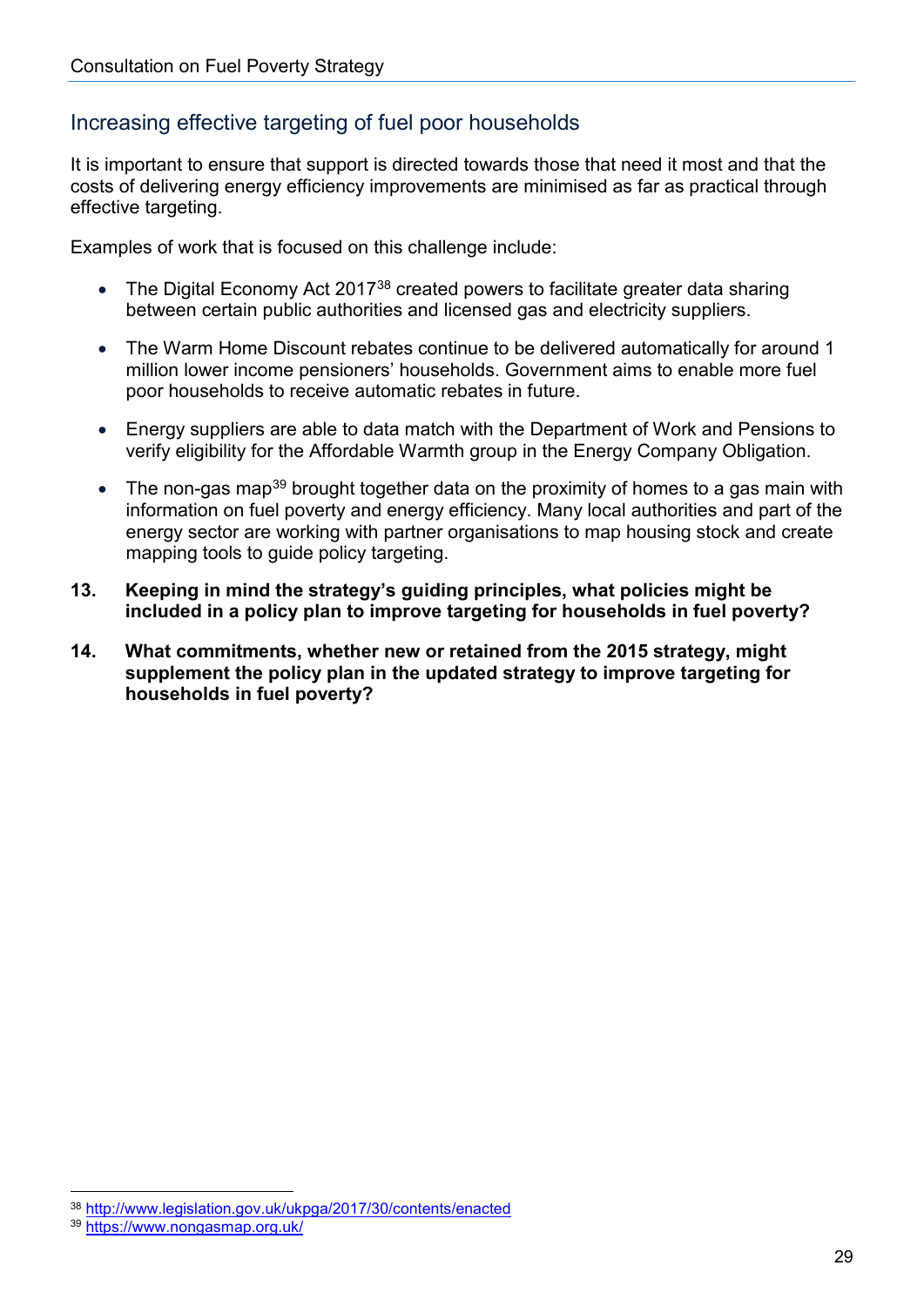## Increasing effective targeting of fuel poor households

It is important to ensure that support is directed towards those that need it most and that the costs of delivering energy efficiency improvements are minimised as far as practical through effective targeting.

Examples of work that is focused on this challenge include:

- The Digital Economy Act 2017[38] created powers to facilitate greater data sharing between certain public authorities and licensed gas and electricity suppliers.
- The Warm Home Discount rebates continue to be delivered automatically for around 1 million lower income pensioners' households. Government aims to enable more fuel poor households to receive automatic rebates in future.
- Energy suppliers are able to data match with the Department of Work and Pensions to verify eligibility for the Affordable Warmth group in the Energy Company Obligation.
- The non-gas map[39] brought together data on the proximity of homes to a gas main with information on fuel poverty and energy efficiency. Many local authorities and part of the energy sector are working with partner organisations to map housing stock and create mapping tools to guide policy targeting.

**13. Keeping in mind the strategy's guiding principles, what policies might be included in a policy plan to improve targeting for households in fuel poverty?**

**14. What commitments, whether new or retained from the 2015 strategy, might supplement the policy plan in the updated strategy to improve targeting for households in fuel poverty?**

---

[38] http://www.legislation.gov.uk/ukpga/2017/30/contents/enacted

[39] https://www.nongasmap.org.uk/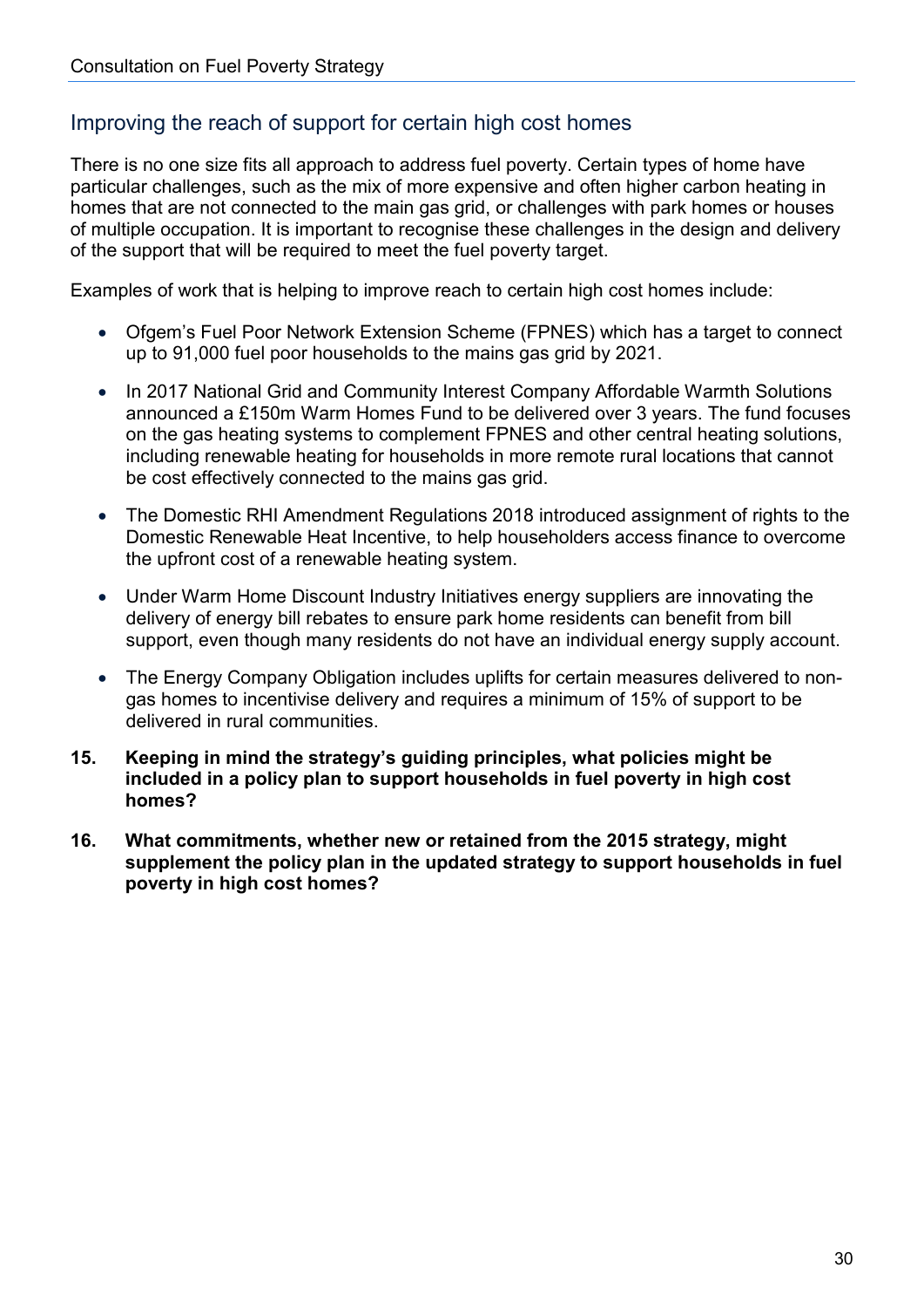## Improving the reach of support for certain high cost homes

There is no one size fits all approach to address fuel poverty. Certain types of home have particular challenges, such as the mix of more expensive and often higher carbon heating in homes that are not connected to the main gas grid, or challenges with park homes or houses of multiple occupation. It is important to recognise these challenges in the design and delivery of the support that will be required to meet the fuel poverty target.

Examples of work that is helping to improve reach to certain high cost homes include:

- Ofgem's Fuel Poor Network Extension Scheme (FPNES) which has a target to connect up to 91,000 fuel poor households to the mains gas grid by 2021.
- In 2017 National Grid and Community Interest Company Affordable Warmth Solutions announced a £150m Warm Homes Fund to be delivered over 3 years. The fund focuses on the gas heating systems to complement FPNES and other central heating solutions, including renewable heating for households in more remote rural locations that cannot be cost effectively connected to the mains gas grid.
- The Domestic RHI Amendment Regulations 2018 introduced assignment of rights to the Domestic Renewable Heat Incentive, to help householders access finance to overcome the upfront cost of a renewable heating system.
- Under Warm Home Discount Industry Initiatives energy suppliers are innovating the delivery of energy bill rebates to ensure park home residents can benefit from bill support, even though many residents do not have an individual energy supply account.
- The Energy Company Obligation includes uplifts for certain measures delivered to non-gas homes to incentivise delivery and requires a minimum of 15% of support to be delivered in rural communities.

**15. Keeping in mind the strategy's guiding principles, what policies might be included in a policy plan to support households in fuel poverty in high cost homes?**

**16. What commitments, whether new or retained from the 2015 strategy, might supplement the policy plan in the updated strategy to support households in fuel poverty in high cost homes?**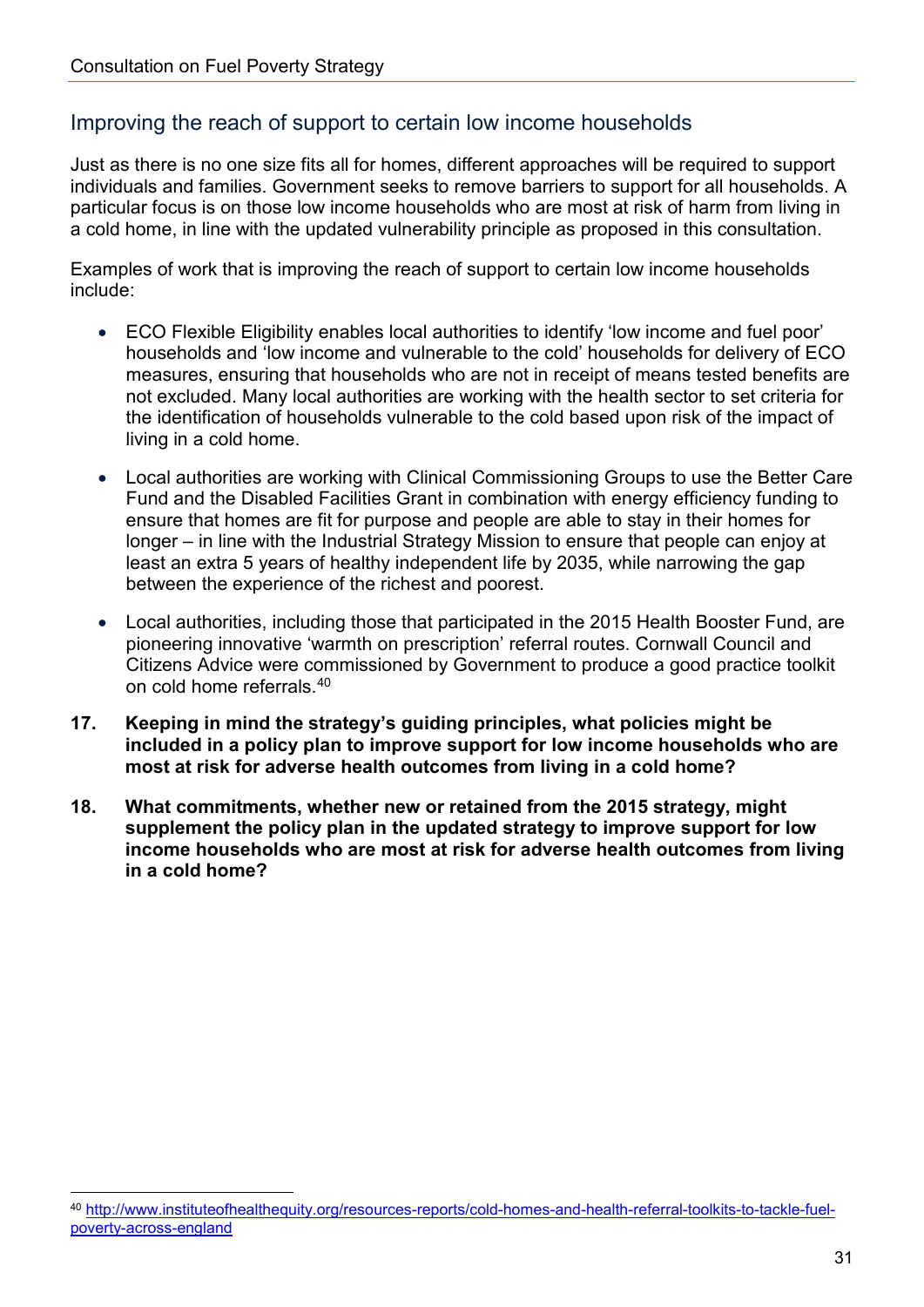## Improving the reach of support to certain low income households

Just as there is no one size fits all for homes, different approaches will be required to support individuals and families. Government seeks to remove barriers to support for all households. A particular focus is on those low income households who are most at risk of harm from living in a cold home, in line with the updated vulnerability principle as proposed in this consultation.

Examples of work that is improving the reach of support to certain low income households include:

- ECO Flexible Eligibility enables local authorities to identify 'low income and fuel poor' households and 'low income and vulnerable to the cold' households for delivery of ECO measures, ensuring that households who are not in receipt of means tested benefits are not excluded. Many local authorities are working with the health sector to set criteria for the identification of households vulnerable to the cold based upon risk of the impact of living in a cold home.
- Local authorities are working with Clinical Commissioning Groups to use the Better Care Fund and the Disabled Facilities Grant in combination with energy efficiency funding to ensure that homes are fit for purpose and people are able to stay in their homes for longer – in line with the Industrial Strategy Mission to ensure that people can enjoy at least an extra 5 years of healthy independent life by 2035, while narrowing the gap between the experience of the richest and poorest.
- Local authorities, including those that participated in the 2015 Health Booster Fund, are pioneering innovative 'warmth on prescription' referral routes. Cornwall Council and Citizens Advice were commissioned by Government to produce a good practice toolkit on cold home referrals.[40]

**17. Keeping in mind the strategy's guiding principles, what policies might be included in a policy plan to improve support for low income households who are most at risk for adverse health outcomes from living in a cold home?**

**18. What commitments, whether new or retained from the 2015 strategy, might supplement the policy plan in the updated strategy to improve support for low income households who are most at risk for adverse health outcomes from living in a cold home?**

---

[40] http://www.instituteofhealthequity.org/resources-reports/cold-homes-and-health-referral-toolkits-to-tackle-fuel-poverty-across-england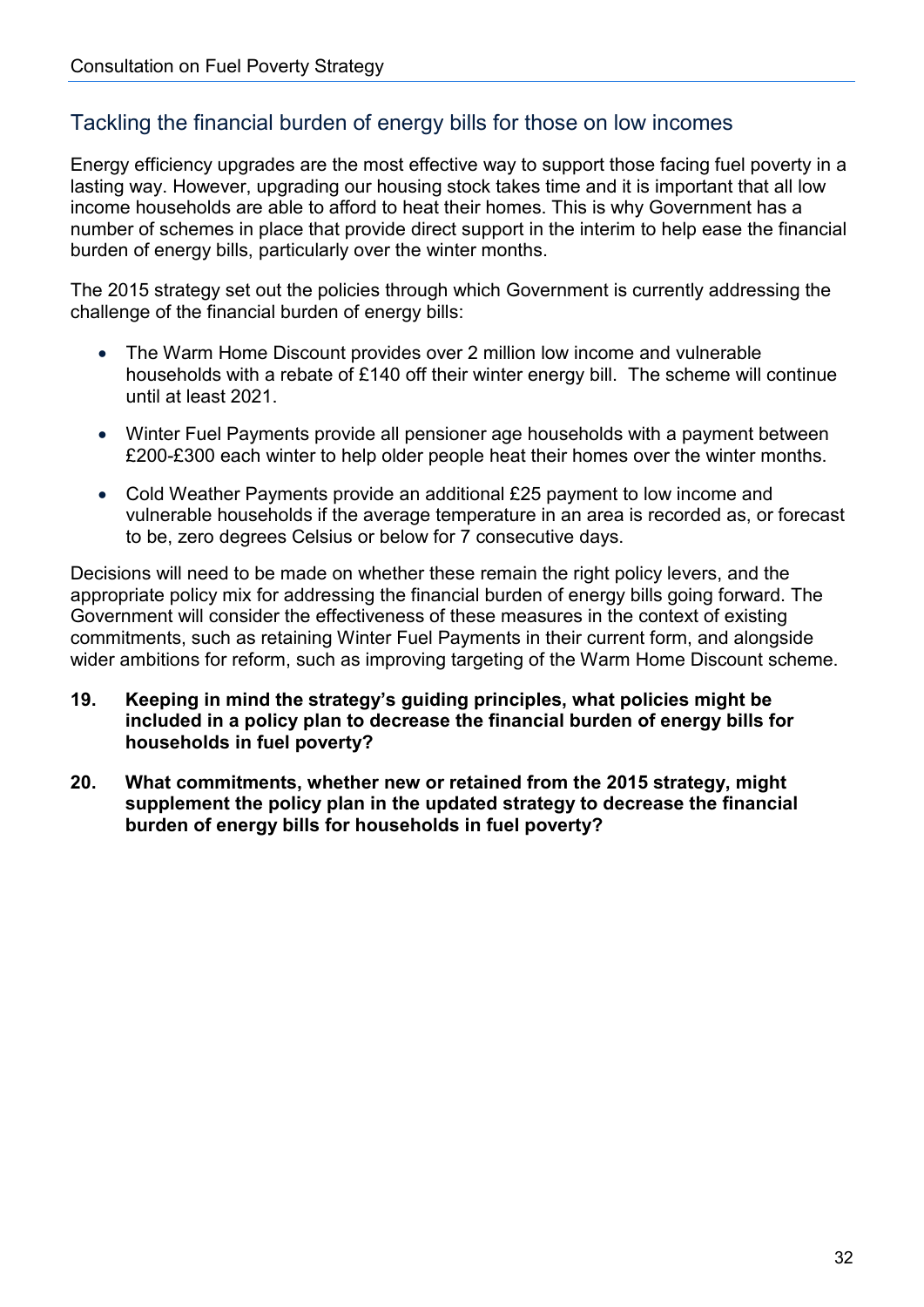## Tackling the financial burden of energy bills for those on low incomes

Energy efficiency upgrades are the most effective way to support those facing fuel poverty in a lasting way. However, upgrading our housing stock takes time and it is important that all low income households are able to afford to heat their homes. This is why Government has a number of schemes in place that provide direct support in the interim to help ease the financial burden of energy bills, particularly over the winter months.

The 2015 strategy set out the policies through which Government is currently addressing the challenge of the financial burden of energy bills:

- The Warm Home Discount provides over 2 million low income and vulnerable households with a rebate of £140 off their winter energy bill. The scheme will continue until at least 2021.
- Winter Fuel Payments provide all pensioner age households with a payment between £200-£300 each winter to help older people heat their homes over the winter months.
- Cold Weather Payments provide an additional £25 payment to low income and vulnerable households if the average temperature in an area is recorded as, or forecast to be, zero degrees Celsius or below for 7 consecutive days.

Decisions will need to be made on whether these remain the right policy levers, and the appropriate policy mix for addressing the financial burden of energy bills going forward. The Government will consider the effectiveness of these measures in the context of existing commitments, such as retaining Winter Fuel Payments in their current form, and alongside wider ambitions for reform, such as improving targeting of the Warm Home Discount scheme.

**19. Keeping in mind the strategy's guiding principles, what policies might be included in a policy plan to decrease the financial burden of energy bills for households in fuel poverty?**

**20. What commitments, whether new or retained from the 2015 strategy, might supplement the policy plan in the updated strategy to decrease the financial burden of energy bills for households in fuel poverty?**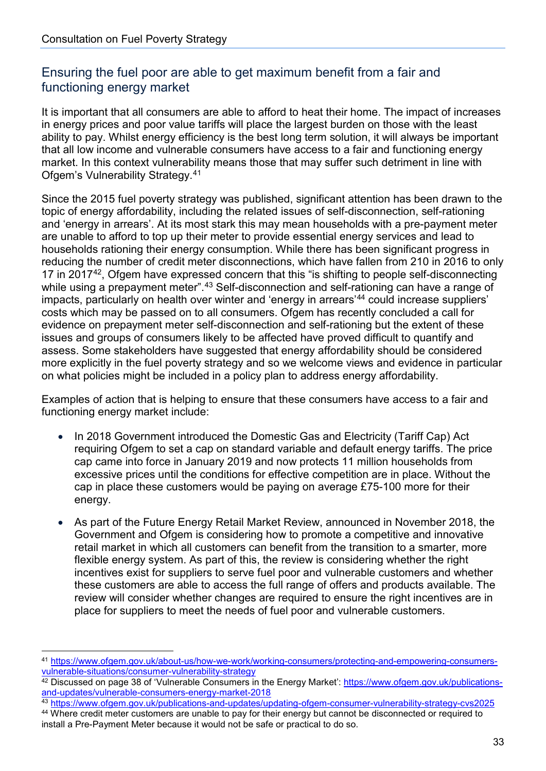## Ensuring the fuel poor are able to get maximum benefit from a fair and functioning energy market

It is important that all consumers are able to afford to heat their home. The impact of increases in energy prices and poor value tariffs will place the largest burden on those with the least ability to pay. Whilst energy efficiency is the best long term solution, it will always be important that all low income and vulnerable consumers have access to a fair and functioning energy market. In this context vulnerability means those that may suffer such detriment in line with Ofgem's Vulnerability Strategy.[41]

Since the 2015 fuel poverty strategy was published, significant attention has been drawn to the topic of energy affordability, including the related issues of self-disconnection, self-rationing and 'energy in arrears'. At its most stark this may mean households with a pre-payment meter are unable to afford to top up their meter to provide essential energy services and lead to households rationing their energy consumption. While there has been significant progress in reducing the number of credit meter disconnections, which have fallen from 210 in 2016 to only 17 in 2017[42], Ofgem have expressed concern that this "is shifting to people self-disconnecting while using a prepayment meter".[43] Self-disconnection and self-rationing can have a range of impacts, particularly on health over winter and 'energy in arrears'[44] could increase suppliers' costs which may be passed on to all consumers. Ofgem has recently concluded a call for evidence on prepayment meter self-disconnection and self-rationing but the extent of these issues and groups of consumers likely to be affected have proved difficult to quantify and assess. Some stakeholders have suggested that energy affordability should be considered more explicitly in the fuel poverty strategy and so we welcome views and evidence in particular on what policies might be included in a policy plan to address energy affordability.

Examples of action that is helping to ensure that these consumers have access to a fair and functioning energy market include:

- In 2018 Government introduced the Domestic Gas and Electricity (Tariff Cap) Act requiring Ofgem to set a cap on standard variable and default energy tariffs. The price cap came into force in January 2019 and now protects 11 million households from excessive prices until the conditions for effective competition are in place. Without the cap in place these customers would be paying on average £75-100 more for their energy.
- As part of the Future Energy Retail Market Review, announced in November 2018, the Government and Ofgem is considering how to promote a competitive and innovative retail market in which all customers can benefit from the transition to a smarter, more flexible energy system. As part of this, the review is considering whether the right incentives exist for suppliers to serve fuel poor and vulnerable customers and whether these customers are able to access the full range of offers and products available. The review will consider whether changes are required to ensure the right incentives are in place for suppliers to meet the needs of fuel poor and vulnerable customers.

---

[41] https://www.ofgem.gov.uk/about-us/how-we-work/working-consumers/protecting-and-empowering-consumers-vulnerable-situations/consumer-vulnerability-strategy

[42] Discussed on page 38 of 'Vulnerable Consumers in the Energy Market': https://www.ofgem.gov.uk/publications-and-updates/vulnerable-consumers-energy-market-2018

[43] https://www.ofgem.gov.uk/publications-and-updates/updating-ofgem-consumer-vulnerability-strategy-cvs2025

[44] Where credit meter customers are unable to pay for their energy but cannot be disconnected or required to install a Pre-Payment Meter because it would not be safe or practical to do so.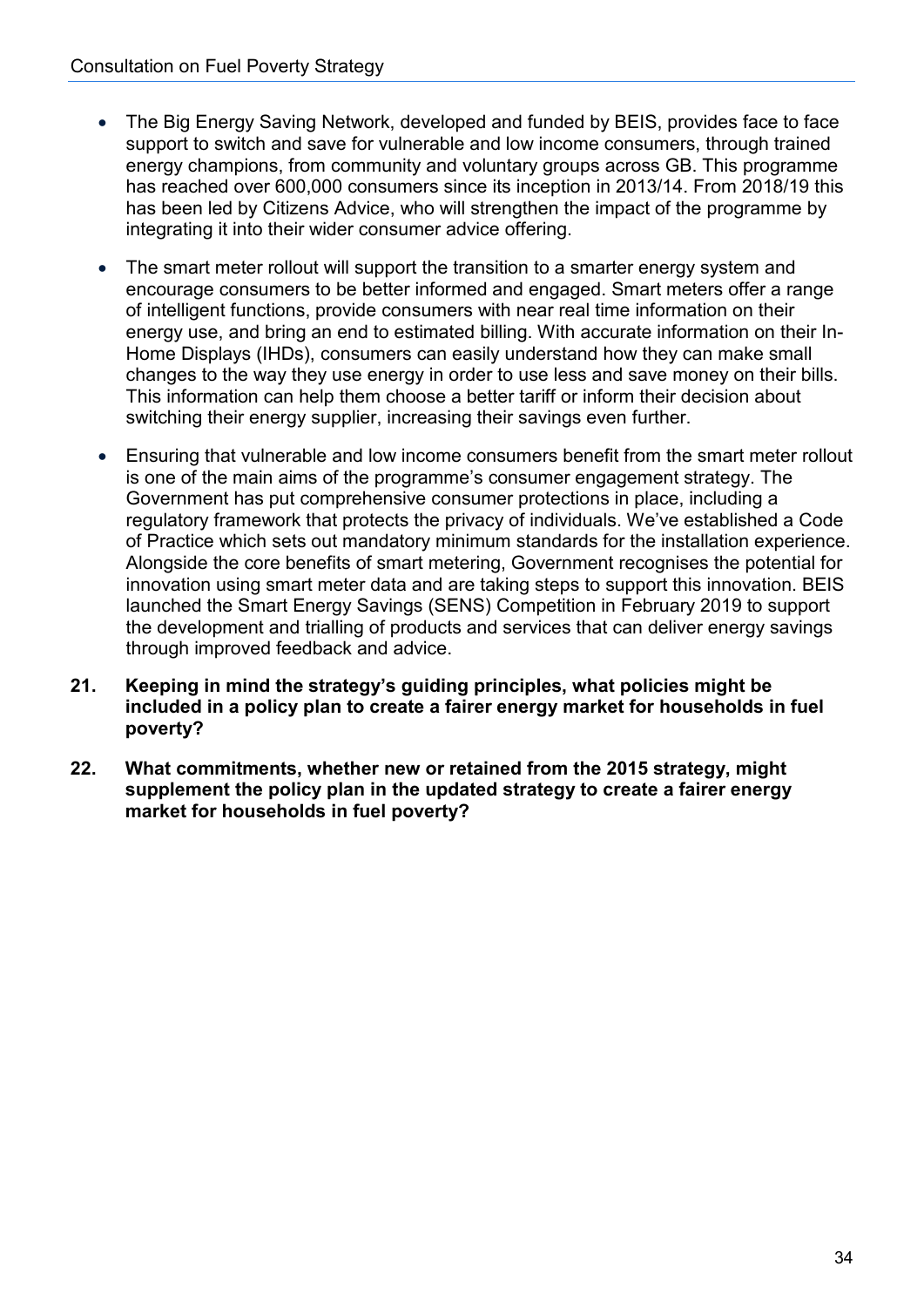- The Big Energy Saving Network, developed and funded by BEIS, provides face to face support to switch and save for vulnerable and low income consumers, through trained energy champions, from community and voluntary groups across GB. This programme has reached over 600,000 consumers since its inception in 2013/14. From 2018/19 this has been led by Citizens Advice, who will strengthen the impact of the programme by integrating it into their wider consumer advice offering.
- The smart meter rollout will support the transition to a smarter energy system and encourage consumers to be better informed and engaged. Smart meters offer a range of intelligent functions, provide consumers with near real time information on their energy use, and bring an end to estimated billing. With accurate information on their In-Home Displays (IHDs), consumers can easily understand how they can make small changes to the way they use energy in order to use less and save money on their bills. This information can help them choose a better tariff or inform their decision about switching their energy supplier, increasing their savings even further.
- Ensuring that vulnerable and low income consumers benefit from the smart meter rollout is one of the main aims of the programme's consumer engagement strategy. The Government has put comprehensive consumer protections in place, including a regulatory framework that protects the privacy of individuals. We've established a Code of Practice which sets out mandatory minimum standards for the installation experience. Alongside the core benefits of smart metering, Government recognises the potential for innovation using smart meter data and are taking steps to support this innovation. BEIS launched the Smart Energy Savings (SENS) Competition in February 2019 to support the development and trialling of products and services that can deliver energy savings through improved feedback and advice.

**21. Keeping in mind the strategy's guiding principles, what policies might be included in a policy plan to create a fairer energy market for households in fuel poverty?**

**22. What commitments, whether new or retained from the 2015 strategy, might supplement the policy plan in the updated strategy to create a fairer energy market for households in fuel poverty?**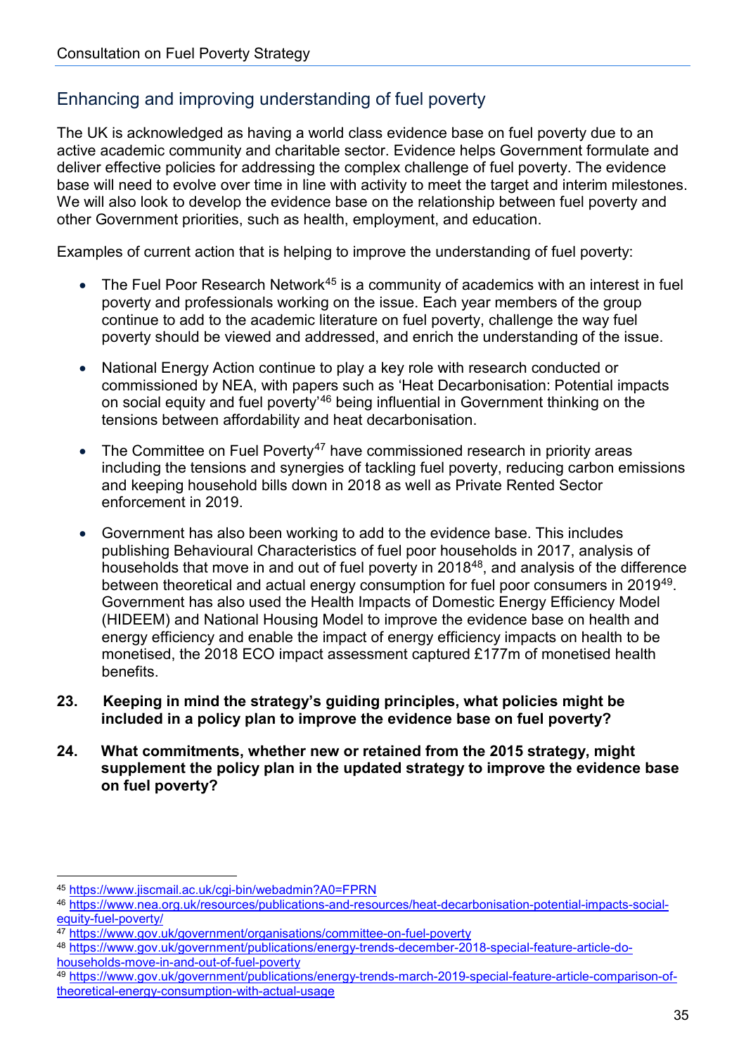## Enhancing and improving understanding of fuel poverty

The UK is acknowledged as having a world class evidence base on fuel poverty due to an active academic community and charitable sector. Evidence helps Government formulate and deliver effective policies for addressing the complex challenge of fuel poverty. The evidence base will need to evolve over time in line with activity to meet the target and interim milestones. We will also look to develop the evidence base on the relationship between fuel poverty and other Government priorities, such as health, employment, and education.

Examples of current action that is helping to improve the understanding of fuel poverty:

- The Fuel Poor Research Network[45] is a community of academics with an interest in fuel poverty and professionals working on the issue. Each year members of the group continue to add to the academic literature on fuel poverty, challenge the way fuel poverty should be viewed and addressed, and enrich the understanding of the issue.
- National Energy Action continue to play a key role with research conducted or commissioned by NEA, with papers such as 'Heat Decarbonisation: Potential impacts on social equity and fuel poverty'[46] being influential in Government thinking on the tensions between affordability and heat decarbonisation.
- The Committee on Fuel Poverty[47] have commissioned research in priority areas including the tensions and synergies of tackling fuel poverty, reducing carbon emissions and keeping household bills down in 2018 as well as Private Rented Sector enforcement in 2019.
- Government has also been working to add to the evidence base. This includes publishing Behavioural Characteristics of fuel poor households in 2017, analysis of households that move in and out of fuel poverty in 2018[48], and analysis of the difference between theoretical and actual energy consumption for fuel poor consumers in 2019[49]. Government has also used the Health Impacts of Domestic Energy Efficiency Model (HIDEEM) and National Housing Model to improve the evidence base on health and energy efficiency and enable the impact of energy efficiency impacts on health to be monetised, the 2018 ECO impact assessment captured £177m of monetised health benefits.

**23. Keeping in mind the strategy's guiding principles, what policies might be included in a policy plan to improve the evidence base on fuel poverty?**

**24. What commitments, whether new or retained from the 2015 strategy, might supplement the policy plan in the updated strategy to improve the evidence base on fuel poverty?**

---

[45] https://www.jiscmail.ac.uk/cgi-bin/webadmin?A0=FPRN

[46] https://www.nea.org.uk/resources/publications-and-resources/heat-decarbonisation-potential-impacts-social-equity-fuel-poverty/

[47] https://www.gov.uk/government/organisations/committee-on-fuel-poverty

[48] https://www.gov.uk/government/publications/energy-trends-december-2018-special-feature-article-do-households-move-in-and-out-of-fuel-poverty

[49] https://www.gov.uk/government/publications/energy-trends-march-2019-special-feature-article-comparison-of-theoretical-energy-consumption-with-actual-usage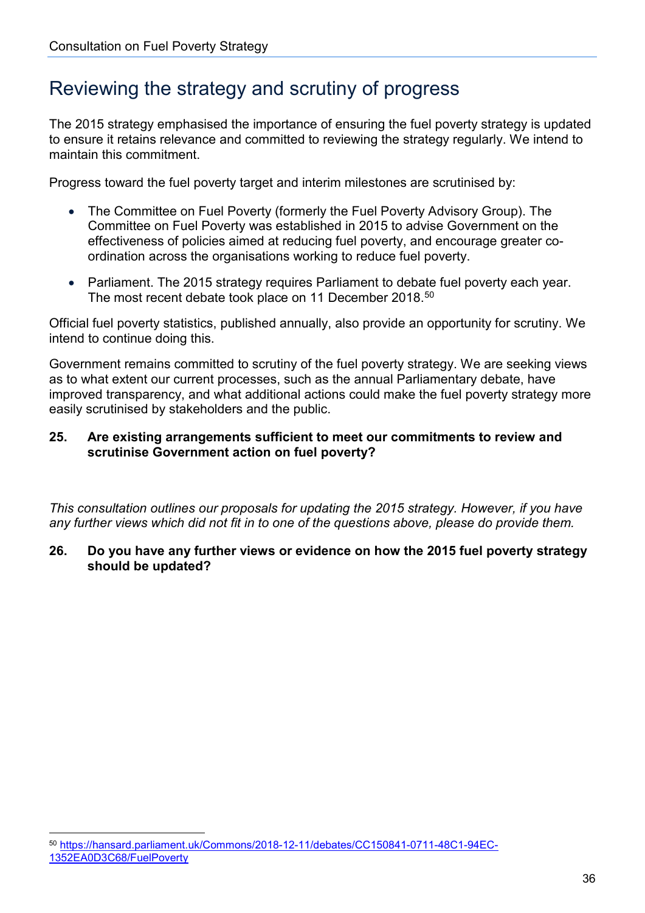## Reviewing the strategy and scrutiny of progress

The 2015 strategy emphasised the importance of ensuring the fuel poverty strategy is updated to ensure it retains relevance and committed to reviewing the strategy regularly. We intend to maintain this commitment.

Progress toward the fuel poverty target and interim milestones are scrutinised by:

- The Committee on Fuel Poverty (formerly the Fuel Poverty Advisory Group). The Committee on Fuel Poverty was established in 2015 to advise Government on the effectiveness of policies aimed at reducing fuel poverty, and encourage greater co-ordination across the organisations working to reduce fuel poverty.
- Parliament. The 2015 strategy requires Parliament to debate fuel poverty each year. The most recent debate took place on 11 December 2018.[50]

Official fuel poverty statistics, published annually, also provide an opportunity for scrutiny. We intend to continue doing this.

Government remains committed to scrutiny of the fuel poverty strategy. We are seeking views as to what extent our current processes, such as the annual Parliamentary debate, have improved transparency, and what additional actions could make the fuel poverty strategy more easily scrutinised by stakeholders and the public.

**25. Are existing arrangements sufficient to meet our commitments to review and scrutinise Government action on fuel poverty?**

*This consultation outlines our proposals for updating the 2015 strategy. However, if you have any further views which did not fit in to one of the questions above, please do provide them.*

**26. Do you have any further views or evidence on how the 2015 fuel poverty strategy should be updated?**

---

[50] https://hansard.parliament.uk/Commons/2018-12-11/debates/CC150841-0711-48C1-94EC-1352EA0D3C68/FuelPoverty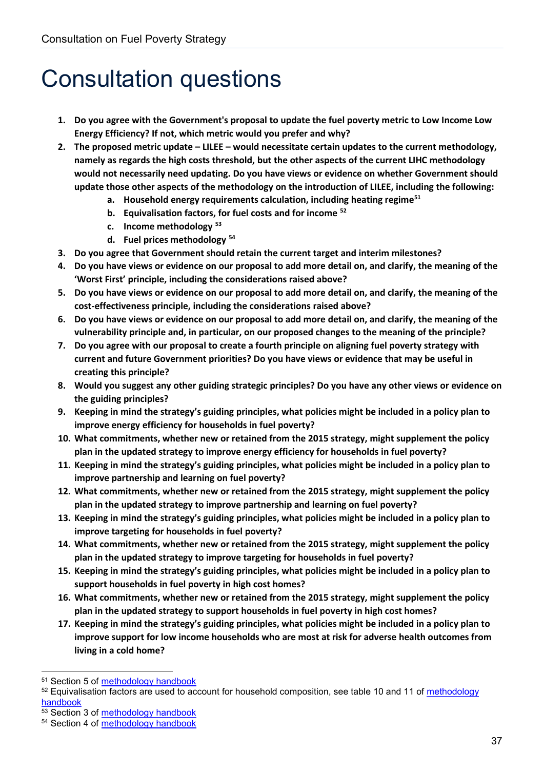# Consultation questions

1. **Do you agree with the Government's proposal to update the fuel poverty metric to Low Income Low Energy Efficiency? If not, which metric would you prefer and why?**
2. **The proposed metric update – LILEE – would necessitate certain updates to the current methodology, namely as regards the high costs threshold, but the other aspects of the current LIHC methodology would not necessarily need updating. Do you have views or evidence on whether Government should update those other aspects of the methodology on the introduction of LILEE, including the following:**
    a. **Household energy requirements calculation, including heating regime**[51]
    b. **Equivalisation factors, for fuel costs and for income** [52]
    c. **Income methodology** [53]
    d. **Fuel prices methodology** [54]
3. **Do you agree that Government should retain the current target and interim milestones?**
4. **Do you have views or evidence on our proposal to add more detail on, and clarify, the meaning of the 'Worst First' principle, including the considerations raised above?**
5. **Do you have views or evidence on our proposal to add more detail on, and clarify, the meaning of the cost-effectiveness principle, including the considerations raised above?**
6. **Do you have views or evidence on our proposal to add more detail on, and clarify, the meaning of the vulnerability principle and, in particular, on our proposed changes to the meaning of the principle?**
7. **Do you agree with our proposal to create a fourth principle on aligning fuel poverty strategy with current and future Government priorities? Do you have views or evidence that may be useful in creating this principle?**
8. **Would you suggest any other guiding strategic principles? Do you have any other views or evidence on the guiding principles?**
9. **Keeping in mind the strategy's guiding principles, what policies might be included in a policy plan to improve energy efficiency for households in fuel poverty?**
10. **What commitments, whether new or retained from the 2015 strategy, might supplement the policy plan in the updated strategy to improve energy efficiency for households in fuel poverty?**
11. **Keeping in mind the strategy's guiding principles, what policies might be included in a policy plan to improve partnership and learning on fuel poverty?**
12. **What commitments, whether new or retained from the 2015 strategy, might supplement the policy plan in the updated strategy to improve partnership and learning on fuel poverty?**
13. **Keeping in mind the strategy's guiding principles, what policies might be included in a policy plan to improve targeting for households in fuel poverty?**
14. **What commitments, whether new or retained from the 2015 strategy, might supplement the policy plan in the updated strategy to improve targeting for households in fuel poverty?**
15. **Keeping in mind the strategy's guiding principles, what policies might be included in a policy plan to support households in fuel poverty in high cost homes?**
16. **What commitments, whether new or retained from the 2015 strategy, might supplement the policy plan in the updated strategy to support households in fuel poverty in high cost homes?**
17. **Keeping in mind the strategy's guiding principles, what policies might be included in a policy plan to improve support for low income households who are most at risk for adverse health outcomes from living in a cold home?**

---

[51] Section 5 of methodology handbook

[52] Equivalisation factors are used to account for household composition, see table 10 and 11 of methodology handbook

[53] Section 3 of methodology handbook

[54] Section 4 of methodology handbook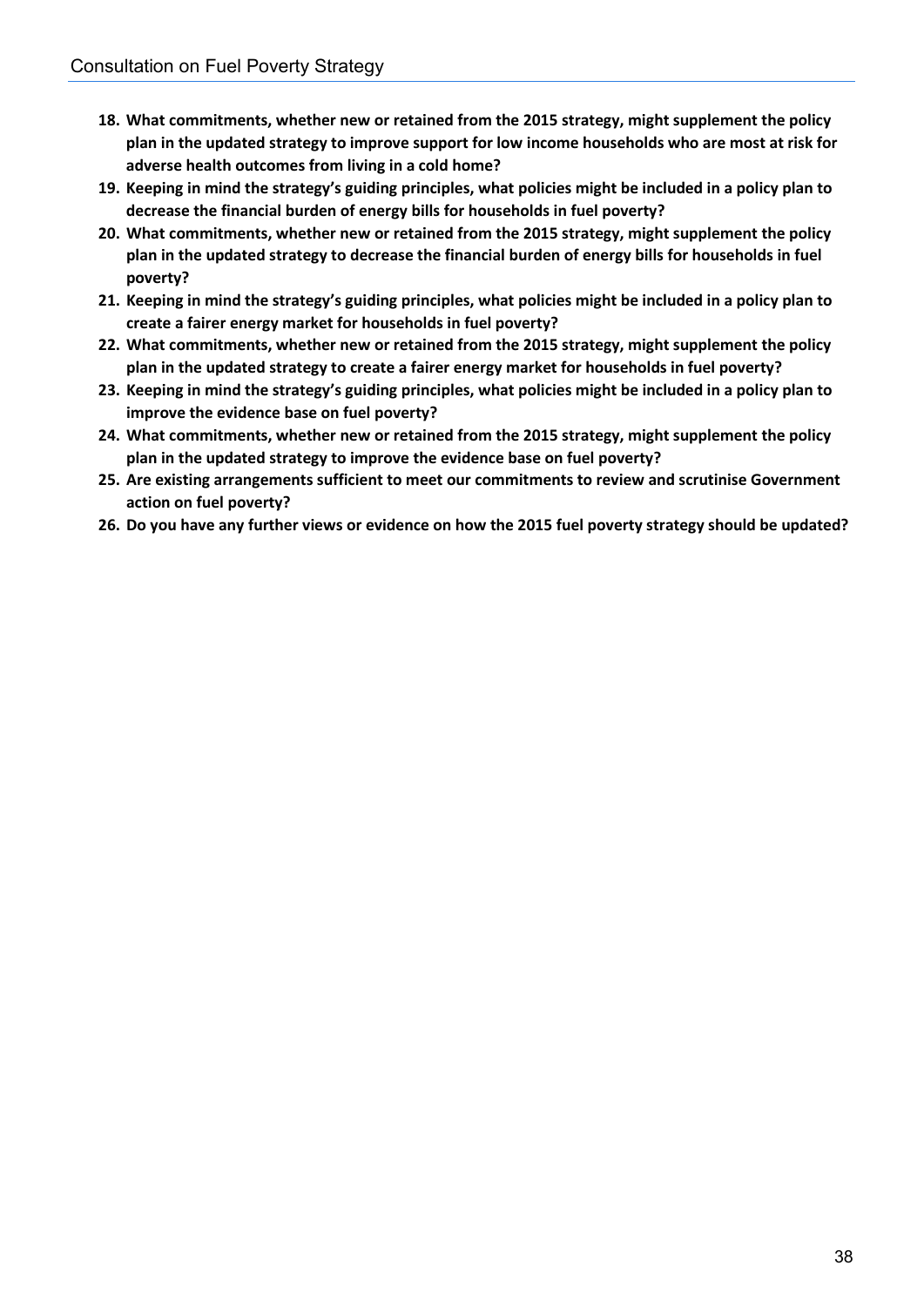18. **What commitments, whether new or retained from the 2015 strategy, might supplement the policy plan in the updated strategy to improve support for low income households who are most at risk for adverse health outcomes from living in a cold home?**
19. **Keeping in mind the strategy's guiding principles, what policies might be included in a policy plan to decrease the financial burden of energy bills for households in fuel poverty?**
20. **What commitments, whether new or retained from the 2015 strategy, might supplement the policy plan in the updated strategy to decrease the financial burden of energy bills for households in fuel poverty?**
21. **Keeping in mind the strategy's guiding principles, what policies might be included in a policy plan to create a fairer energy market for households in fuel poverty?**
22. **What commitments, whether new or retained from the 2015 strategy, might supplement the policy plan in the updated strategy to create a fairer energy market for households in fuel poverty?**
23. **Keeping in mind the strategy's guiding principles, what policies might be included in a policy plan to improve the evidence base on fuel poverty?**
24. **What commitments, whether new or retained from the 2015 strategy, might supplement the policy plan in the updated strategy to improve the evidence base on fuel poverty?**
25. **Are existing arrangements sufficient to meet our commitments to review and scrutinise Government action on fuel poverty?**
26. **Do you have any further views or evidence on how the 2015 fuel poverty strategy should be updated?**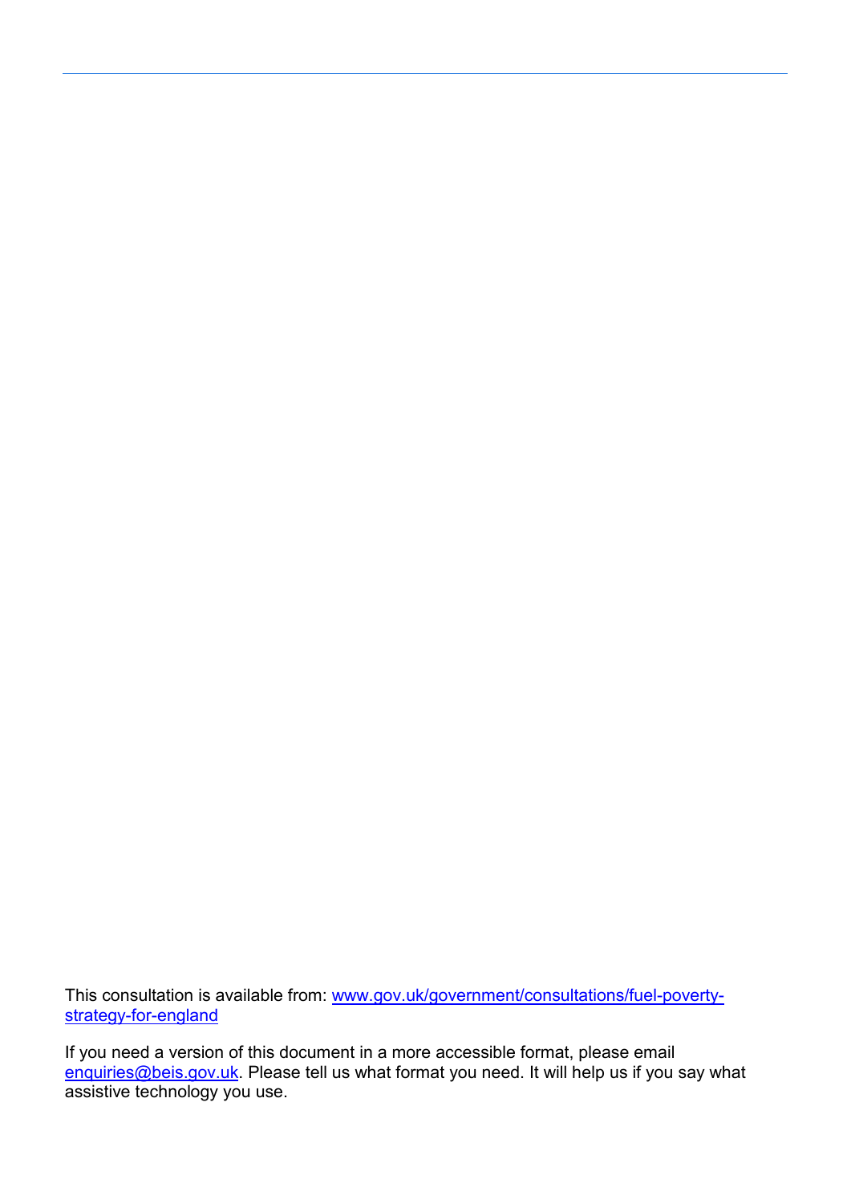This consultation is available from: [www.gov.uk/government/consultations/fuel-poverty-strategy-for-england](www.gov.uk/government/consultations/fuel-poverty-strategy-for-england)

If you need a version of this document in a more accessible format, please email [enquiries@beis.gov.uk](mailto:enquiries@beis.gov.uk). Please tell us what format you need. It will help us if you say what assistive technology you use.